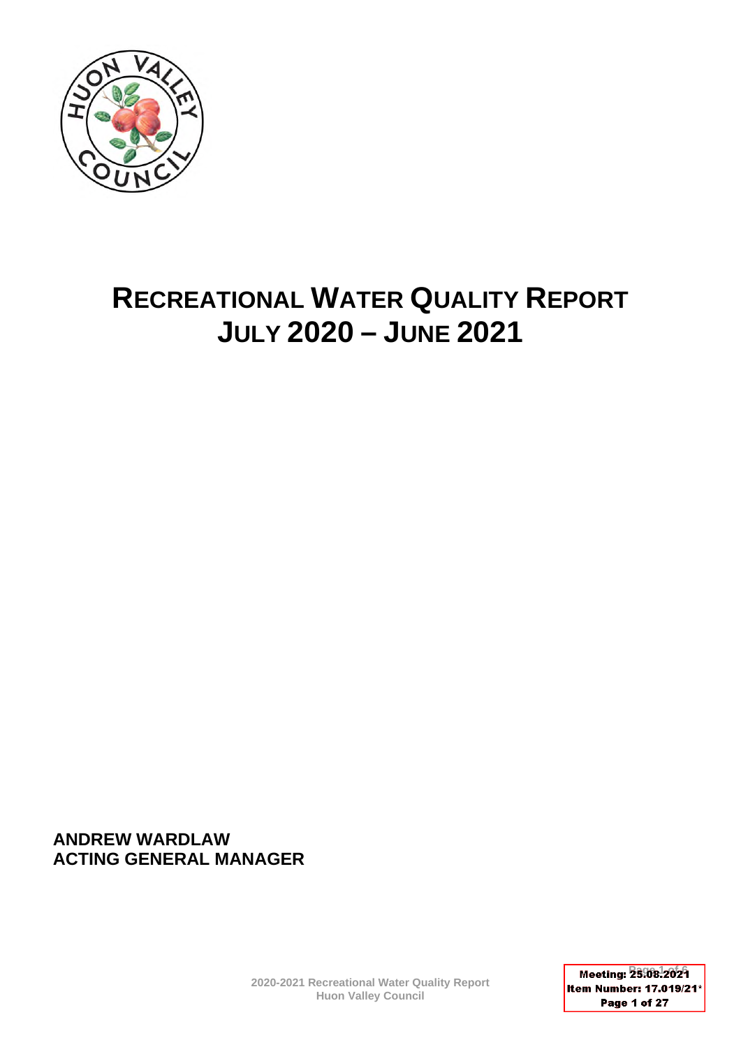# RECREATIONAL WATER QUALITY REPORT JULY 2020 – JUNE 2021

**ANDREW WARDLAW**
**ACTING GENERAL MANAGER**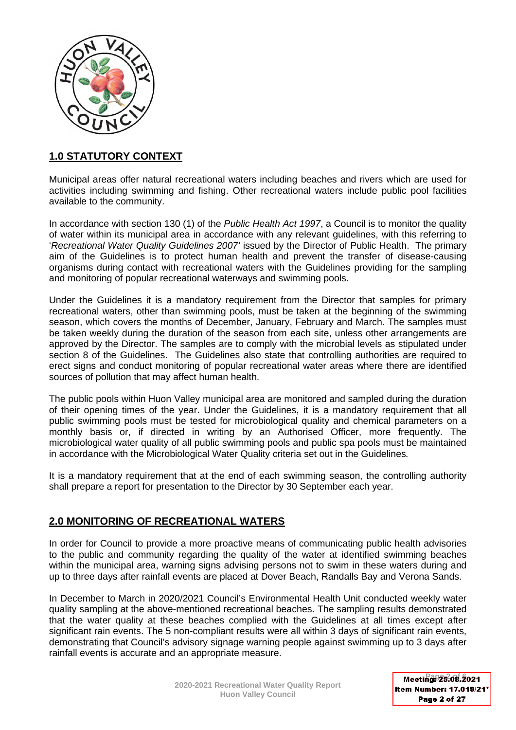## 1.0 STATUTORY CONTEXT

Municipal areas offer natural recreational waters including beaches and rivers which are used for activities including swimming and fishing. Other recreational waters include public pool facilities available to the community.

In accordance with section 130 (1) of the *Public Health Act 1997*, a Council is to monitor the quality of water within its municipal area in accordance with any relevant guidelines, with this referring to '*Recreational Water Quality Guidelines 2007*' issued by the Director of Public Health. The primary aim of the Guidelines is to protect human health and prevent the transfer of disease-causing organisms during contact with recreational waters with the Guidelines providing for the sampling and monitoring of popular recreational waterways and swimming pools.

Under the Guidelines it is a mandatory requirement from the Director that samples for primary recreational waters, other than swimming pools, must be taken at the beginning of the swimming season, which covers the months of December, January, February and March. The samples must be taken weekly during the duration of the season from each site, unless other arrangements are approved by the Director. The samples are to comply with the microbial levels as stipulated under section 8 of the Guidelines. The Guidelines also state that controlling authorities are required to erect signs and conduct monitoring of popular recreational water areas where there are identified sources of pollution that may affect human health.

The public pools within Huon Valley municipal area are monitored and sampled during the duration of their opening times of the year. Under the Guidelines, it is a mandatory requirement that all public swimming pools must be tested for microbiological quality and chemical parameters on a monthly basis or, if directed in writing by an Authorised Officer, more frequently. The microbiological water quality of all public swimming pools and public spa pools must be maintained in accordance with the Microbiological Water Quality criteria set out in the Guidelines.

It is a mandatory requirement that at the end of each swimming season, the controlling authority shall prepare a report for presentation to the Director by 30 September each year.

## 2.0 MONITORING OF RECREATIONAL WATERS

In order for Council to provide a more proactive means of communicating public health advisories to the public and community regarding the quality of the water at identified swimming beaches within the municipal area, warning signs advising persons not to swim in these waters during and up to three days after rainfall events are placed at Dover Beach, Randalls Bay and Verona Sands.

In December to March in 2020/2021 Council's Environmental Health Unit conducted weekly water quality sampling at the above-mentioned recreational beaches. The sampling results demonstrated that the water quality at these beaches complied with the Guidelines at all times except after significant rain events. The 5 non-compliant results were all within 3 days of significant rain events, demonstrating that Council's advisory signage warning people against swimming up to 3 days after rainfall events is accurate and an appropriate measure.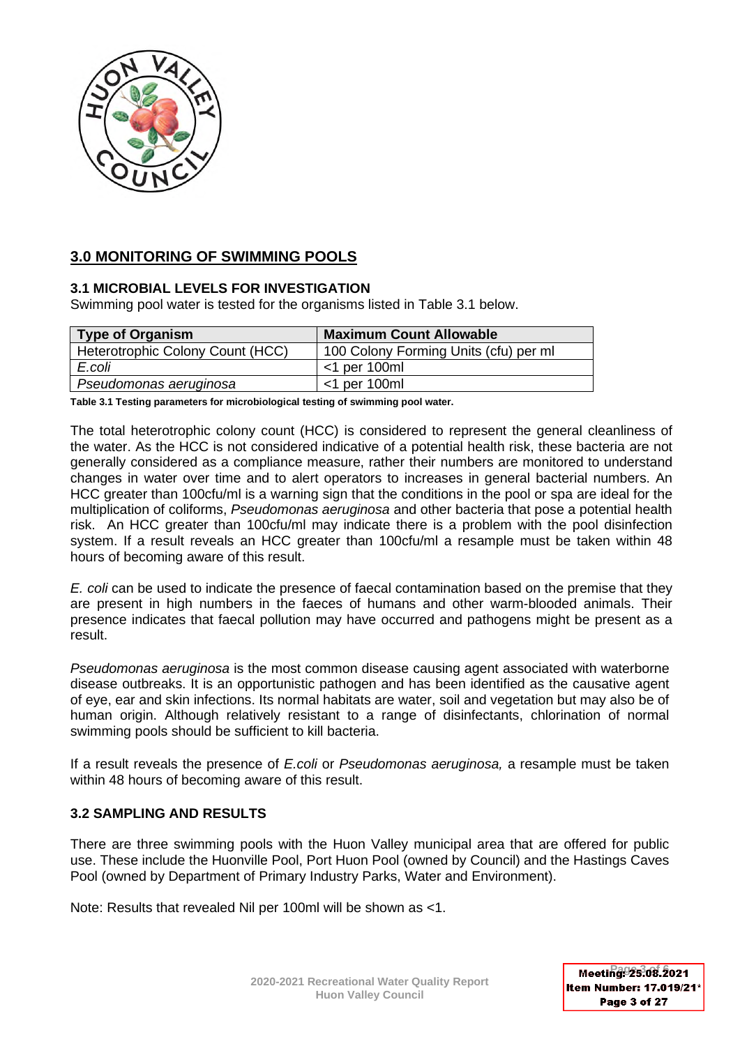## 3.0 MONITORING OF SWIMMING POOLS

### 3.1 MICROBIAL LEVELS FOR INVESTIGATION

Swimming pool water is tested for the organisms listed in Table 3.1 below.

| Type of Organism | Maximum Count Allowable |
|---|---|
| Heterotrophic Colony Count (HCC) | 100 Colony Forming Units (cfu) per ml |
| *E.coli* | <1 per 100ml |
| *Pseudomonas aeruginosa* | <1 per 100ml |

**Table 3.1 Testing parameters for microbiological testing of swimming pool water.**

The total heterotrophic colony count (HCC) is considered to represent the general cleanliness of the water. As the HCC is not considered indicative of a potential health risk, these bacteria are not generally considered as a compliance measure, rather their numbers are monitored to understand changes in water over time and to alert operators to increases in general bacterial numbers. An HCC greater than 100cfu/ml is a warning sign that the conditions in the pool or spa are ideal for the multiplication of coliforms, *Pseudomonas aeruginosa* and other bacteria that pose a potential health risk. An HCC greater than 100cfu/ml may indicate there is a problem with the pool disinfection system. If a result reveals an HCC greater than 100cfu/ml a resample must be taken within 48 hours of becoming aware of this result.

*E. coli* can be used to indicate the presence of faecal contamination based on the premise that they are present in high numbers in the faeces of humans and other warm-blooded animals. Their presence indicates that faecal pollution may have occurred and pathogens might be present as a result.

*Pseudomonas aeruginosa* is the most common disease causing agent associated with waterborne disease outbreaks. It is an opportunistic pathogen and has been identified as the causative agent of eye, ear and skin infections. Its normal habitats are water, soil and vegetation but may also be of human origin. Although relatively resistant to a range of disinfectants, chlorination of normal swimming pools should be sufficient to kill bacteria.

If a result reveals the presence of *E.coli* or *Pseudomonas aeruginosa,* a resample must be taken within 48 hours of becoming aware of this result.

### 3.2 SAMPLING AND RESULTS

There are three swimming pools with the Huon Valley municipal area that are offered for public use. These include the Huonville Pool, Port Huon Pool (owned by Council) and the Hastings Caves Pool (owned by Department of Primary Industry Parks, Water and Environment).

Note: Results that revealed Nil per 100ml will be shown as <1.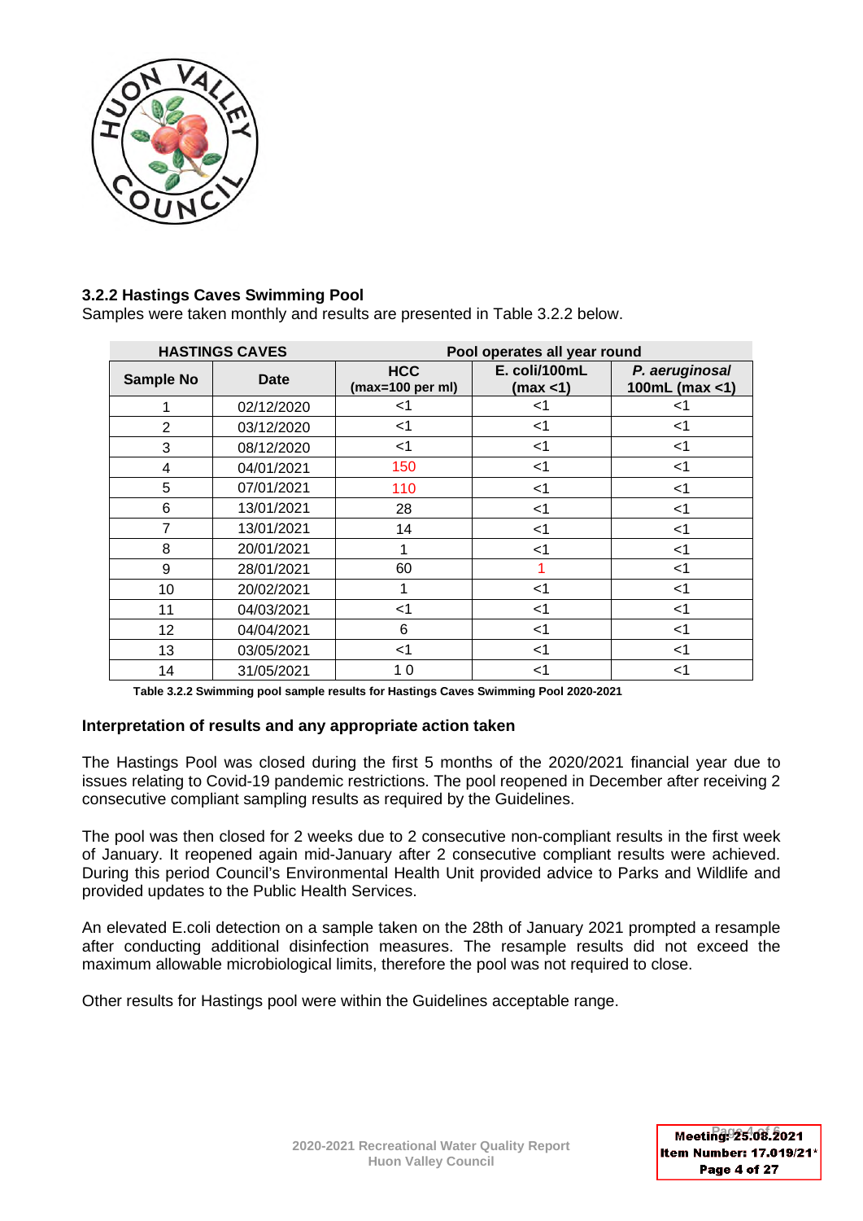### 3.2.2 Hastings Caves Swimming Pool

Samples were taken monthly and results are presented in Table 3.2.2 below.

| HASTINGS CAVES | | Pool operates all year round | | |
|---|---|---|---|---|
| Sample No | Date | HCC (max=100 per ml) | E. coli/100mL (max <1) | *P. aeruginosal* 100mL (max <1) |
| 1 | 02/12/2020 | <1 | <1 | <1 |
| 2 | 03/12/2020 | <1 | <1 | <1 |
| 3 | 08/12/2020 | <1 | <1 | <1 |
| 4 | 04/01/2021 | 150 | <1 | <1 |
| 5 | 07/01/2021 | 110 | <1 | <1 |
| 6 | 13/01/2021 | 28 | <1 | <1 |
| 7 | 13/01/2021 | 14 | <1 | <1 |
| 8 | 20/01/2021 | 1 | <1 | <1 |
| 9 | 28/01/2021 | 60 | 1 | <1 |
| 10 | 20/02/2021 | 1 | <1 | <1 |
| 11 | 04/03/2021 | <1 | <1 | <1 |
| 12 | 04/04/2021 | 6 | <1 | <1 |
| 13 | 03/05/2021 | <1 | <1 | <1 |
| 14 | 31/05/2021 | 1 0 | <1 | <1 |

**Table 3.2.2 Swimming pool sample results for Hastings Caves Swimming Pool 2020-2021**

**Interpretation of results and any appropriate action taken**

The Hastings Pool was closed during the first 5 months of the 2020/2021 financial year due to issues relating to Covid-19 pandemic restrictions. The pool reopened in December after receiving 2 consecutive compliant sampling results as required by the Guidelines.

The pool was then closed for 2 weeks due to 2 consecutive non-compliant results in the first week of January. It reopened again mid-January after 2 consecutive compliant results were achieved. During this period Council's Environmental Health Unit provided advice to Parks and Wildlife and provided updates to the Public Health Services.

An elevated E.coli detection on a sample taken on the 28th of January 2021 prompted a resample after conducting additional disinfection measures. The resample results did not exceed the maximum allowable microbiological limits, therefore the pool was not required to close.

Other results for Hastings pool were within the Guidelines acceptable range.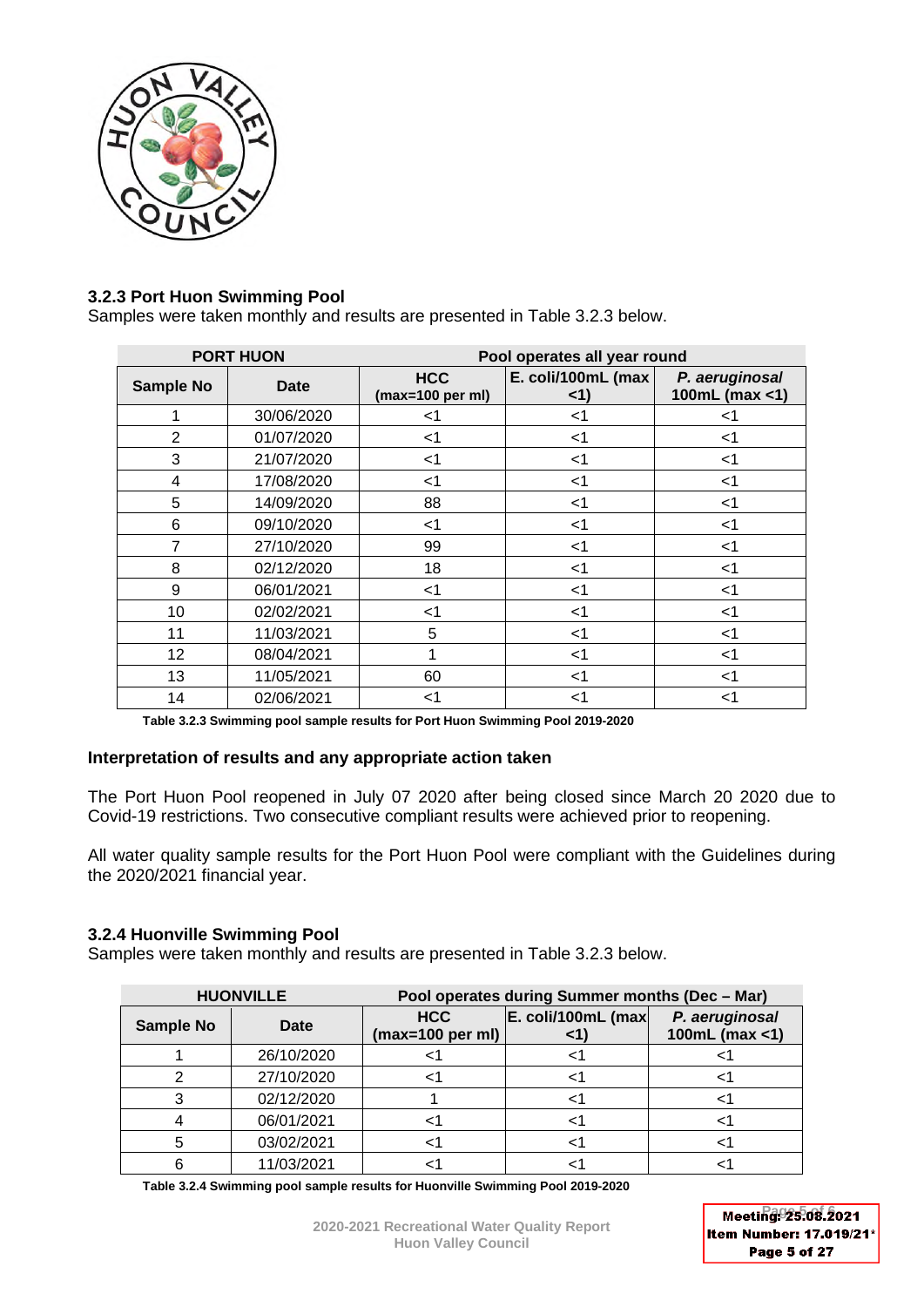### 3.2.3 Port Huon Swimming Pool

Samples were taken monthly and results are presented in Table 3.2.3 below.

| PORT HUON | | Pool operates all year round | | |
|---|---|---|---|---|
| Sample No | Date | HCC (max=100 per ml) | E. coli/100mL (max <1) | *P. aeruginosal* 100mL (max <1) |
| 1 | 30/06/2020 | <1 | <1 | <1 |
| 2 | 01/07/2020 | <1 | <1 | <1 |
| 3 | 21/07/2020 | <1 | <1 | <1 |
| 4 | 17/08/2020 | <1 | <1 | <1 |
| 5 | 14/09/2020 | 88 | <1 | <1 |
| 6 | 09/10/2020 | <1 | <1 | <1 |
| 7 | 27/10/2020 | 99 | <1 | <1 |
| 8 | 02/12/2020 | 18 | <1 | <1 |
| 9 | 06/01/2021 | <1 | <1 | <1 |
| 10 | 02/02/2021 | <1 | <1 | <1 |
| 11 | 11/03/2021 | 5 | <1 | <1 |
| 12 | 08/04/2021 | 1 | <1 | <1 |
| 13 | 11/05/2021 | 60 | <1 | <1 |
| 14 | 02/06/2021 | <1 | <1 | <1 |

**Table 3.2.3 Swimming pool sample results for Port Huon Swimming Pool 2019-2020**

#### Interpretation of results and any appropriate action taken

The Port Huon Pool reopened in July 07 2020 after being closed since March 20 2020 due to Covid-19 restrictions. Two consecutive compliant results were achieved prior to reopening.

All water quality sample results for the Port Huon Pool were compliant with the Guidelines during the 2020/2021 financial year.

### 3.2.4 Huonville Swimming Pool

Samples were taken monthly and results are presented in Table 3.2.3 below.

| HUONVILLE | | Pool operates during Summer months (Dec – Mar) | | |
|---|---|---|---|---|
| Sample No | Date | HCC (max=100 per ml) | E. coli/100mL (max <1) | *P. aeruginosal* 100mL (max <1) |
| 1 | 26/10/2020 | <1 | <1 | <1 |
| 2 | 27/10/2020 | <1 | <1 | <1 |
| 3 | 02/12/2020 | 1 | <1 | <1 |
| 4 | 06/01/2021 | <1 | <1 | <1 |
| 5 | 03/02/2021 | <1 | <1 | <1 |
| 6 | 11/03/2021 | <1 | <1 | <1 |

**Table 3.2.4 Swimming pool sample results for Huonville Swimming Pool 2019-2020**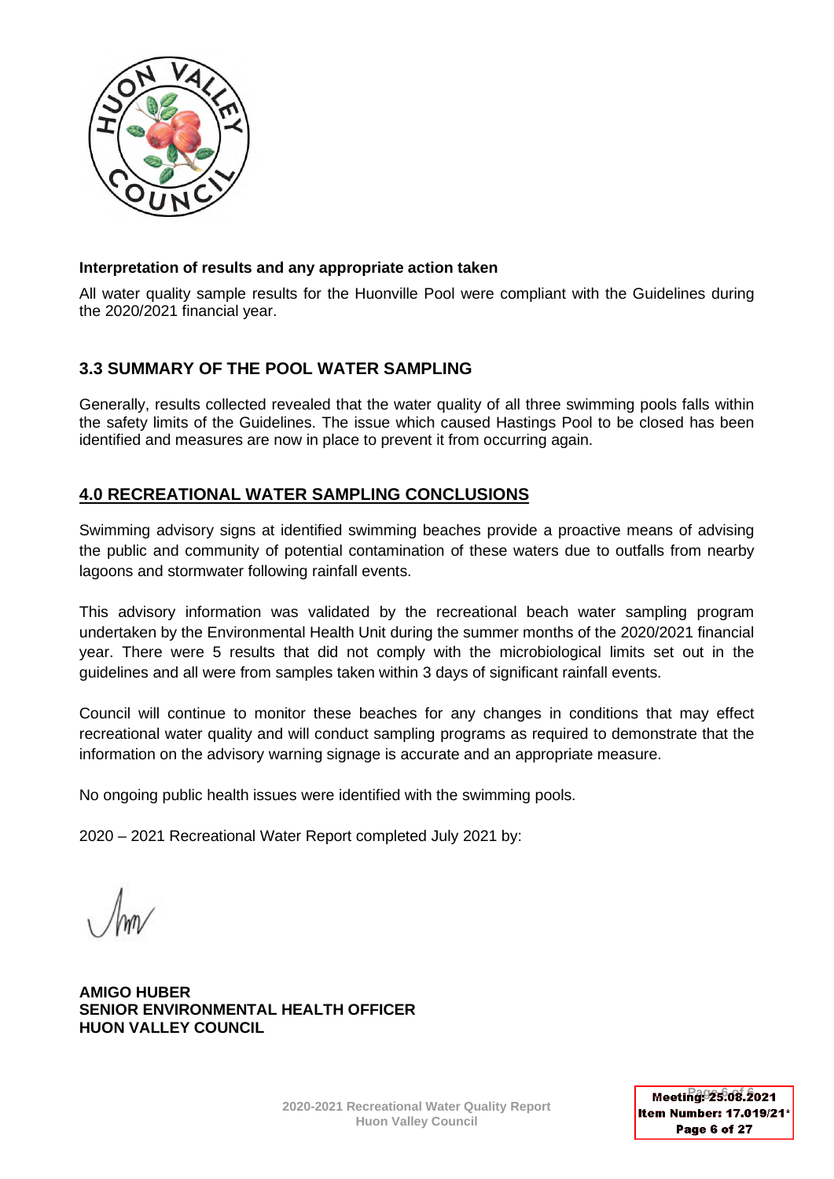**Interpretation of results and any appropriate action taken**

All water quality sample results for the Huonville Pool were compliant with the Guidelines during the 2020/2021 financial year.

## 3.3 SUMMARY OF THE POOL WATER SAMPLING

Generally, results collected revealed that the water quality of all three swimming pools falls within the safety limits of the Guidelines. The issue which caused Hastings Pool to be closed has been identified and measures are now in place to prevent it from occurring again.

## 4.0 RECREATIONAL WATER SAMPLING CONCLUSIONS

Swimming advisory signs at identified swimming beaches provide a proactive means of advising the public and community of potential contamination of these waters due to outfalls from nearby lagoons and stormwater following rainfall events.

This advisory information was validated by the recreational beach water sampling program undertaken by the Environmental Health Unit during the summer months of the 2020/2021 financial year. There were 5 results that did not comply with the microbiological limits set out in the guidelines and all were from samples taken within 3 days of significant rainfall events.

Council will continue to monitor these beaches for any changes in conditions that may effect recreational water quality and will conduct sampling programs as required to demonstrate that the information on the advisory warning signage is accurate and an appropriate measure.

No ongoing public health issues were identified with the swimming pools.

2020 – 2021 Recreational Water Report completed July 2021 by:

**AMIGO HUBER**
**SENIOR ENVIRONMENTAL HEALTH OFFICER**
**HUON VALLEY COUNCIL**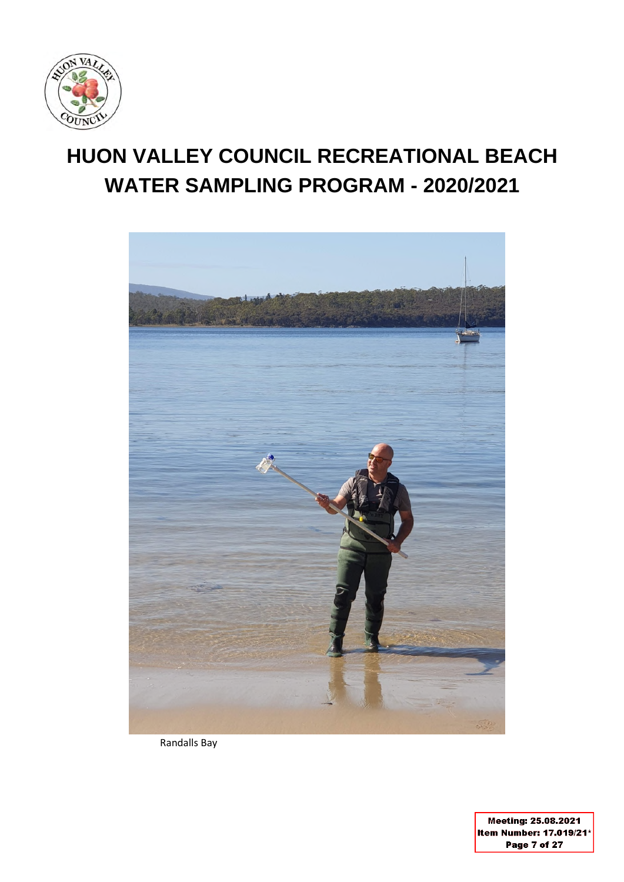# HUON VALLEY COUNCIL RECREATIONAL BEACH WATER SAMPLING PROGRAM - 2020/2021

Randalls Bay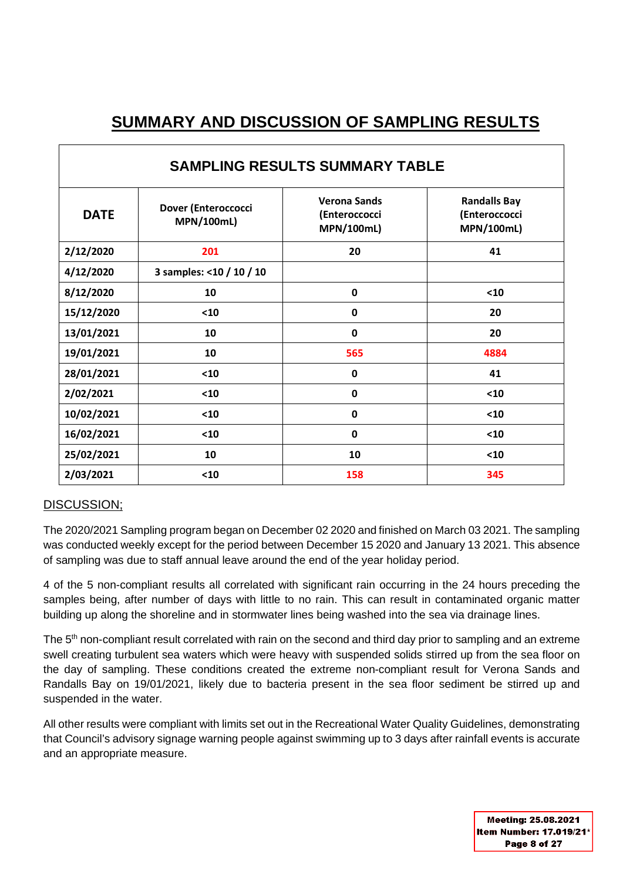# SUMMARY AND DISCUSSION OF SAMPLING RESULTS

| SAMPLING RESULTS SUMMARY TABLE | | | |
|---|---|---|---|
| **DATE** | **Dover (Enteroccocci MPN/100mL)** | **Verona Sands (Enteroccocci MPN/100mL)** | **Randalls Bay (Enteroccocci MPN/100mL)** |
| 2/12/2020 | 201 | 20 | 41 |
| 4/12/2020 | 3 samples: <10 / 10 / 10 | | |
| 8/12/2020 | 10 | 0 | <10 |
| 15/12/2020 | <10 | 0 | 20 |
| 13/01/2021 | 10 | 0 | 20 |
| 19/01/2021 | 10 | 565 | 4884 |
| 28/01/2021 | <10 | 0 | 41 |
| 2/02/2021 | <10 | 0 | <10 |
| 10/02/2021 | <10 | 0 | <10 |
| 16/02/2021 | <10 | 0 | <10 |
| 25/02/2021 | 10 | 10 | <10 |
| 2/03/2021 | <10 | 158 | 345 |

DISCUSSION;

The 2020/2021 Sampling program began on December 02 2020 and finished on March 03 2021. The sampling was conducted weekly except for the period between December 15 2020 and January 13 2021. This absence of sampling was due to staff annual leave around the end of the year holiday period.

4 of the 5 non-compliant results all correlated with significant rain occurring in the 24 hours preceding the samples being, after number of days with little to no rain. This can result in contaminated organic matter building up along the shoreline and in stormwater lines being washed into the sea via drainage lines.

The 5th non-compliant result correlated with rain on the second and third day prior to sampling and an extreme swell creating turbulent sea waters which were heavy with suspended solids stirred up from the sea floor on the day of sampling. These conditions created the extreme non-compliant result for Verona Sands and Randalls Bay on 19/01/2021, likely due to bacteria present in the sea floor sediment be stirred up and suspended in the water.

All other results were compliant with limits set out in the Recreational Water Quality Guidelines, demonstrating that Council's advisory signage warning people against swimming up to 3 days after rainfall events is accurate and an appropriate measure.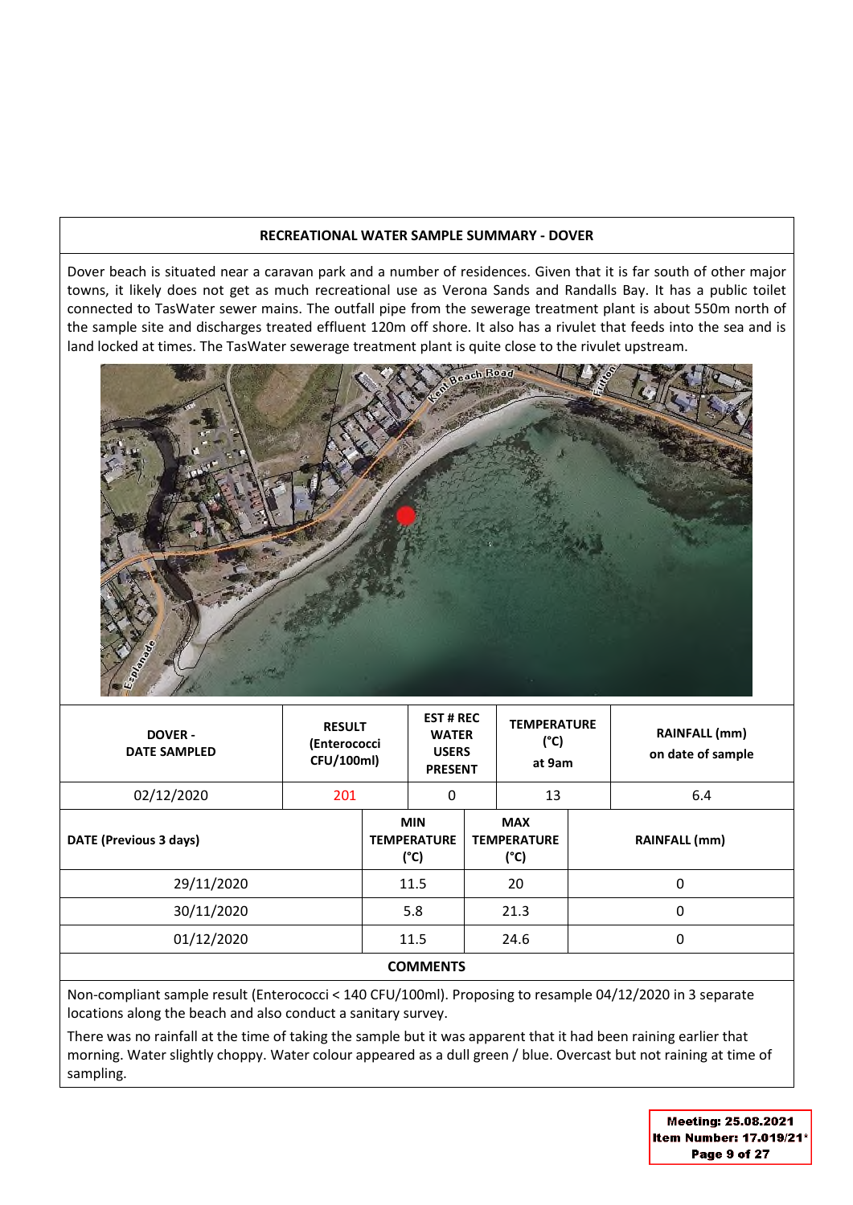## RECREATIONAL WATER SAMPLE SUMMARY - DOVER

Dover beach is situated near a caravan park and a number of residences. Given that it is far south of other major towns, it likely does not get as much recreational use as Verona Sands and Randalls Bay. It has a public toilet connected to TasWater sewer mains. The outfall pipe from the sewerage treatment plant is about 550m north of the sample site and discharges treated effluent 120m off shore. It also has a rivulet that feeds into the sea and is land locked at times. The TasWater sewerage treatment plant is quite close to the rivulet upstream.

| DOVER - DATE SAMPLED | RESULT (Enterococci CFU/100ml) | EST # REC WATER USERS PRESENT | TEMPERATURE (°C) at 9am | RAINFALL (mm) on date of sample |
|---|---|---|---|---|
| 02/12/2020 | 201 | 0 | 13 | 6.4 |

| DATE (Previous 3 days) | MIN TEMPERATURE (°C) | MAX TEMPERATURE (°C) | RAINFALL (mm) |
|---|---|---|---|
| 29/11/2020 | 11.5 | 20 | 0 |
| 30/11/2020 | 5.8 | 21.3 | 0 |
| 01/12/2020 | 11.5 | 24.6 | 0 |

**COMMENTS**

Non-compliant sample result (Enterococci < 140 CFU/100ml). Proposing to resample 04/12/2020 in 3 separate locations along the beach and also conduct a sanitary survey.

There was no rainfall at the time of taking the sample but it was apparent that it had been raining earlier that morning. Water slightly choppy. Water colour appeared as a dull green / blue. Overcast but not raining at time of sampling.

Meeting: 25.08.2021
Item Number: 17.019/21*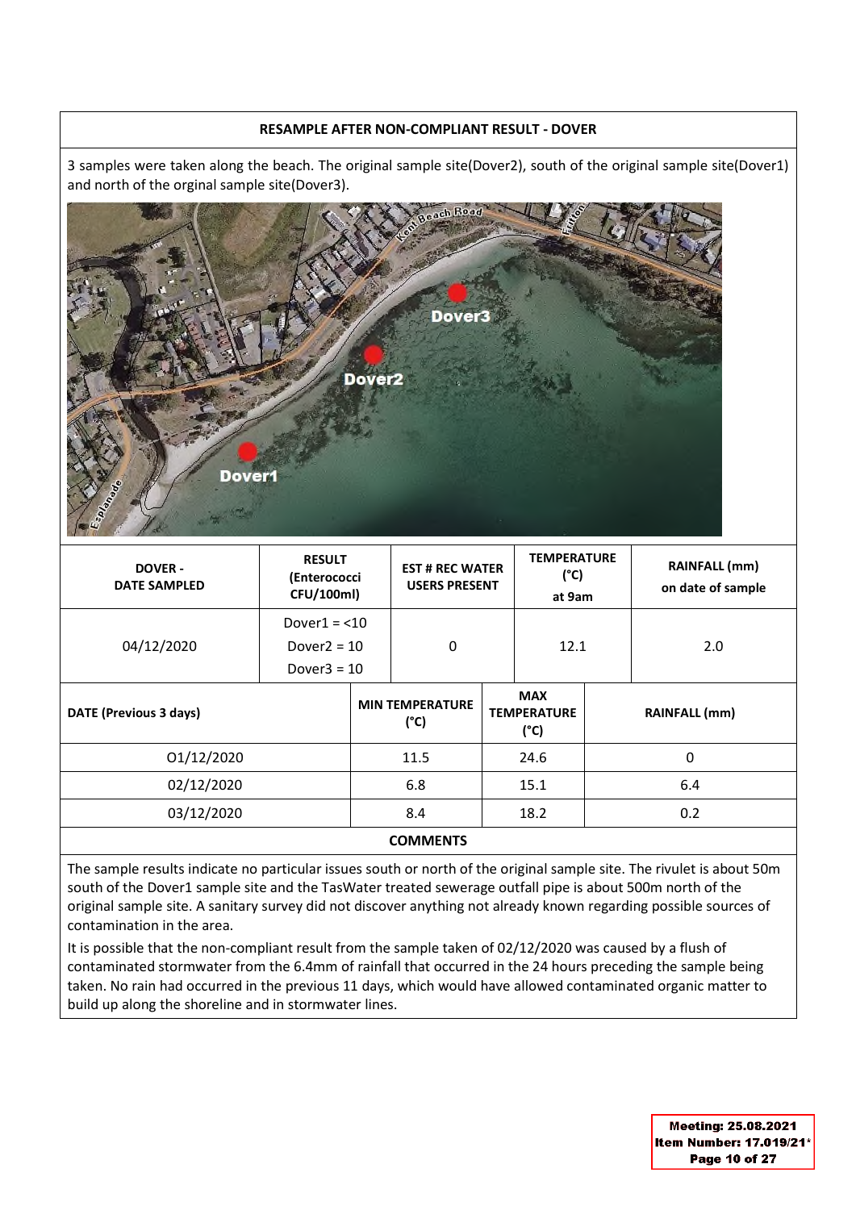## RESAMPLE AFTER NON-COMPLIANT RESULT - DOVER

3 samples were taken along the beach. The original sample site(Dover2), south of the original sample site(Dover1) and north of the orginal sample site(Dover3).

| DOVER - DATE SAMPLED | RESULT (Enterococci CFU/100ml) | EST # REC WATER USERS PRESENT | TEMPERATURE (°C) at 9am | RAINFALL (mm) on date of sample |
|---|---|---|---|---|
| 04/12/2020 | Dover1 = <10<br>Dover2 = 10<br>Dover3 = 10 | 0 | 12.1 | 2.0 |

| DATE (Previous 3 days) | MIN TEMPERATURE (°C) | MAX TEMPERATURE (°C) | RAINFALL (mm) |
|---|---|---|---|
| 01/12/2020 | 11.5 | 24.6 | 0 |
| 02/12/2020 | 6.8 | 15.1 | 6.4 |
| 03/12/2020 | 8.4 | 18.2 | 0.2 |

**COMMENTS**

The sample results indicate no particular issues south or north of the original sample site. The rivulet is about 50m south of the Dover1 sample site and the TasWater treated sewerage outfall pipe is about 500m north of the original sample site. A sanitary survey did not discover anything not already known regarding possible sources of contamination in the area.

It is possible that the non-compliant result from the sample taken of 02/12/2020 was caused by a flush of contaminated stormwater from the 6.4mm of rainfall that occurred in the 24 hours preceding the sample being taken. No rain had occurred in the previous 11 days, which would have allowed contaminated organic matter to build up along the shoreline and in stormwater lines.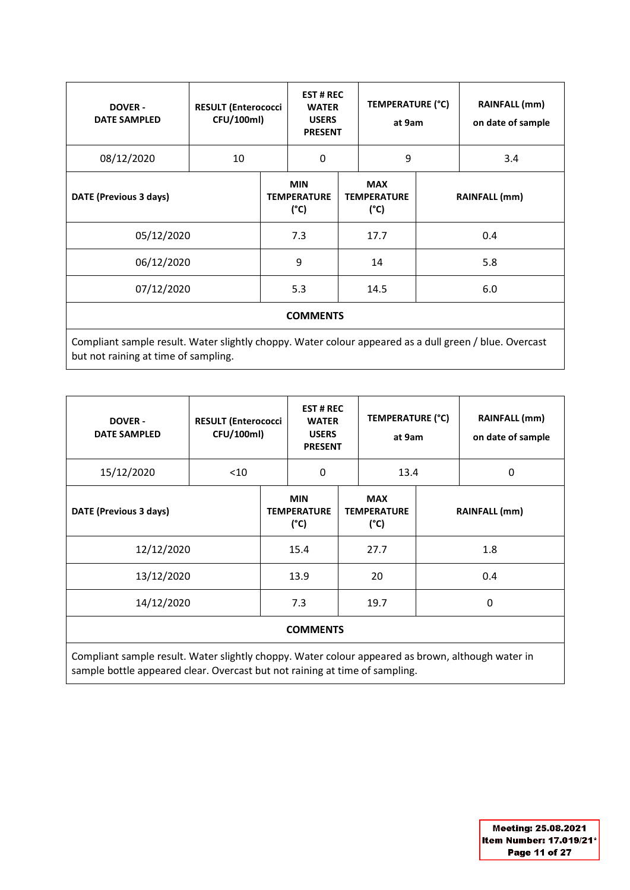| DOVER - DATE SAMPLED | RESULT (Enterococci CFU/100ml) | EST # REC WATER USERS PRESENT | TEMPERATURE (°C) at 9am | RAINFALL (mm) on date of sample |
|---|---|---|---|---|
| 08/12/2020 | 10 | 0 | 9 | 3.4 |

| DATE (Previous 3 days) | MIN TEMPERATURE (°C) | MAX TEMPERATURE (°C) | RAINFALL (mm) |
|---|---|---|---|
| 05/12/2020 | 7.3 | 17.7 | 0.4 |
| 06/12/2020 | 9 | 14 | 5.8 |
| 07/12/2020 | 5.3 | 14.5 | 6.0 |

| COMMENTS |
|---|
| Compliant sample result. Water slightly choppy. Water colour appeared as a dull green / blue. Overcast but not raining at time of sampling. |

| DOVER - DATE SAMPLED | RESULT (Enterococci CFU/100ml) | EST # REC WATER USERS PRESENT | TEMPERATURE (°C) at 9am | RAINFALL (mm) on date of sample |
|---|---|---|---|---|
| 15/12/2020 | <10 | 0 | 13.4 | 0 |

| DATE (Previous 3 days) | MIN TEMPERATURE (°C) | MAX TEMPERATURE (°C) | RAINFALL (mm) |
|---|---|---|---|
| 12/12/2020 | 15.4 | 27.7 | 1.8 |
| 13/12/2020 | 13.9 | 20 | 0.4 |
| 14/12/2020 | 7.3 | 19.7 | 0 |

| COMMENTS |
|---|
| Compliant sample result. Water slightly choppy. Water colour appeared as brown, although water in sample bottle appeared clear. Overcast but not raining at time of sampling. |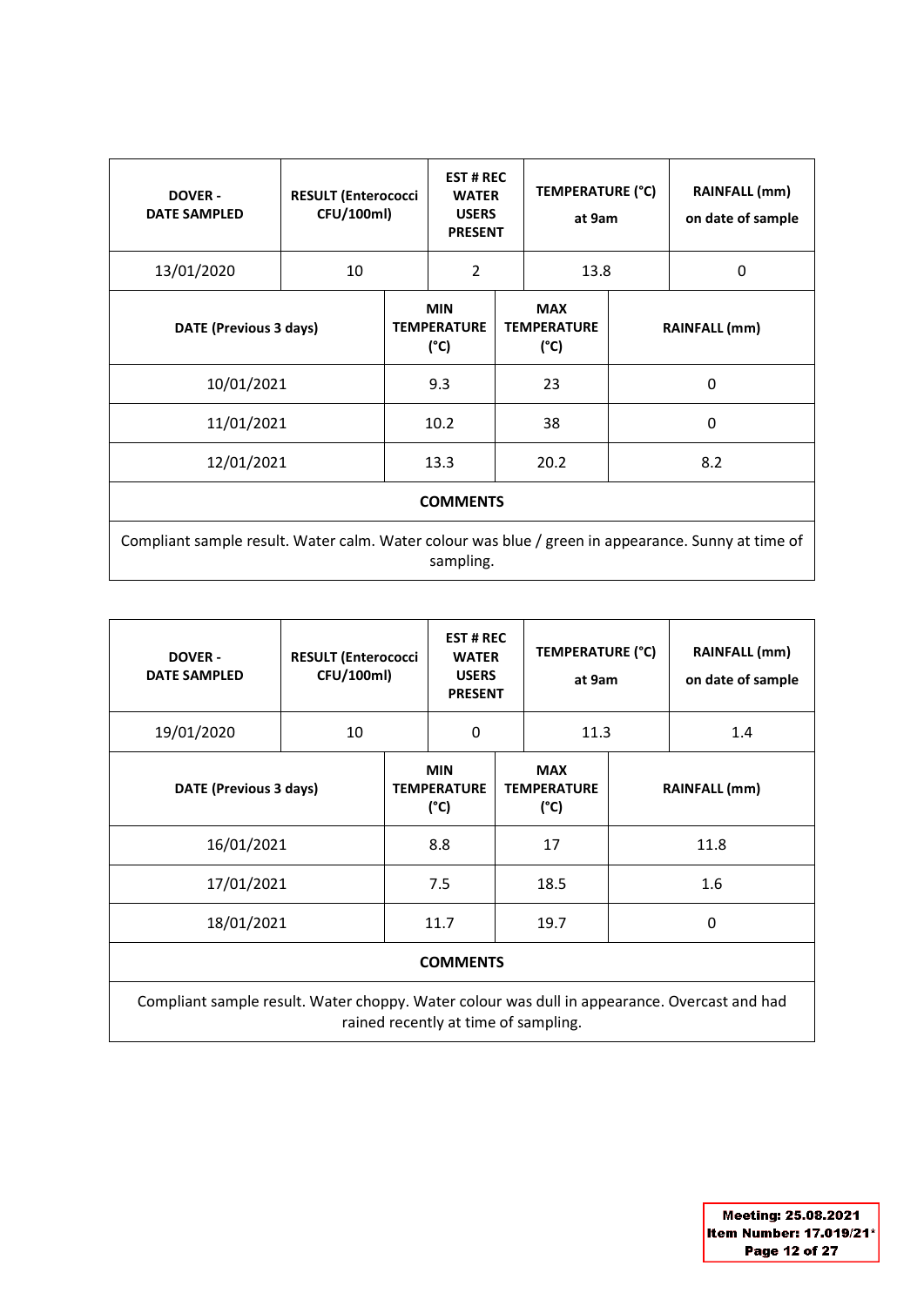| DOVER - DATE SAMPLED | RESULT (Enterococci CFU/100ml) | EST # REC WATER USERS PRESENT | TEMPERATURE (°C) at 9am | RAINFALL (mm) on date of sample |
|---|---|---|---|---|
| 13/01/2020 | 10 | 2 | 13.8 | 0 |

| DATE (Previous 3 days) | MIN TEMPERATURE (°C) | MAX TEMPERATURE (°C) | RAINFALL (mm) |
|---|---|---|---|
| 10/01/2021 | 9.3 | 23 | 0 |
| 11/01/2021 | 10.2 | 38 | 0 |
| 12/01/2021 | 13.3 | 20.2 | 8.2 |

| COMMENTS |
|---|
| Compliant sample result. Water calm. Water colour was blue / green in appearance. Sunny at time of sampling. |

| DOVER - DATE SAMPLED | RESULT (Enterococci CFU/100ml) | EST # REC WATER USERS PRESENT | TEMPERATURE (°C) at 9am | RAINFALL (mm) on date of sample |
|---|---|---|---|---|
| 19/01/2020 | 10 | 0 | 11.3 | 1.4 |

| DATE (Previous 3 days) | MIN TEMPERATURE (°C) | MAX TEMPERATURE (°C) | RAINFALL (mm) |
|---|---|---|---|
| 16/01/2021 | 8.8 | 17 | 11.8 |
| 17/01/2021 | 7.5 | 18.5 | 1.6 |
| 18/01/2021 | 11.7 | 19.7 | 0 |

| COMMENTS |
|---|
| Compliant sample result. Water choppy. Water colour was dull in appearance. Overcast and had rained recently at time of sampling. |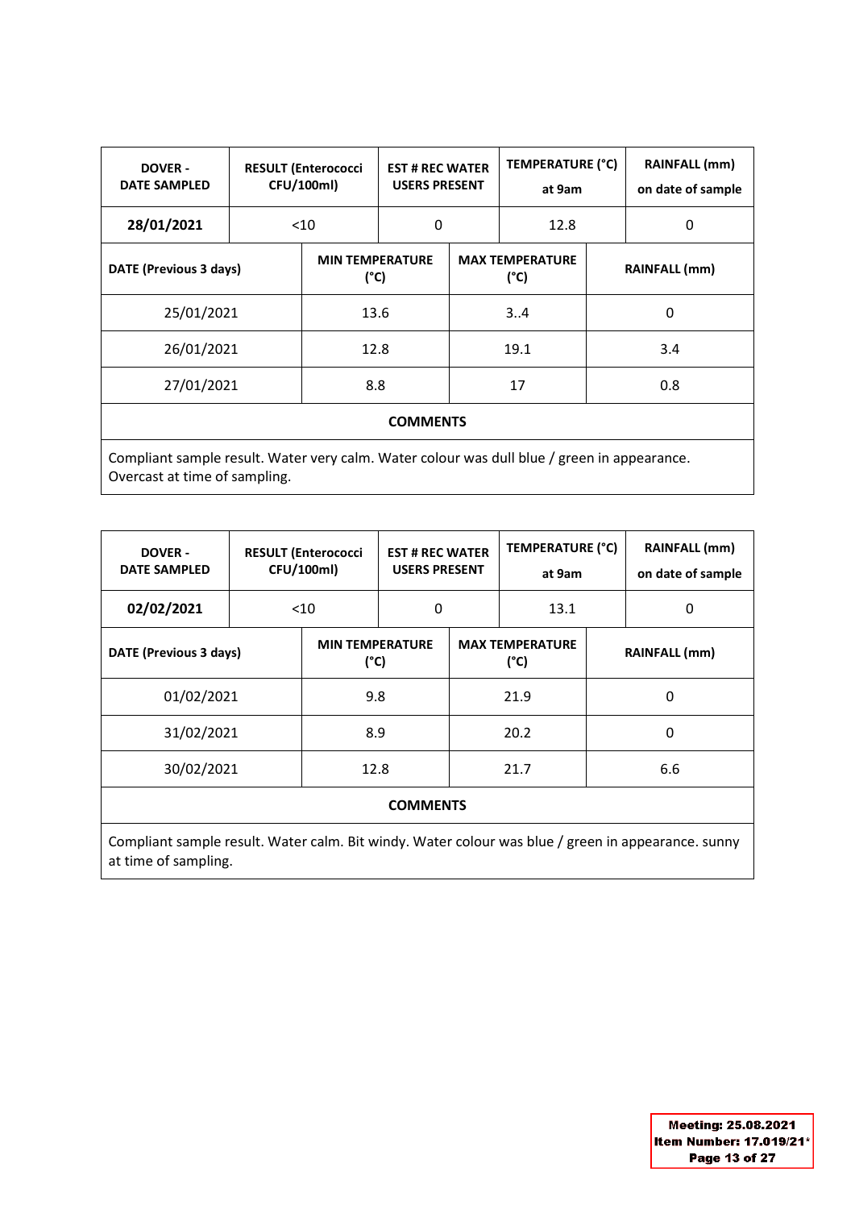| DOVER - DATE SAMPLED | RESULT (Enterococci CFU/100ml) | EST # REC WATER USERS PRESENT | TEMPERATURE (°C) at 9am | RAINFALL (mm) on date of sample |
|---|---|---|---|---|
| **28/01/2021** | <10 | 0 | 12.8 | 0 |

| DATE (Previous 3 days) | MIN TEMPERATURE (°C) | MAX TEMPERATURE (°C) | RAINFALL (mm) |
|---|---|---|---|
| 25/01/2021 | 13.6 | 3..4 | 0 |
| 26/01/2021 | 12.8 | 19.1 | 3.4 |
| 27/01/2021 | 8.8 | 17 | 0.8 |

**COMMENTS**

Compliant sample result. Water very calm. Water colour was dull blue / green in appearance. Overcast at time of sampling.

| DOVER - DATE SAMPLED | RESULT (Enterococci CFU/100ml) | EST # REC WATER USERS PRESENT | TEMPERATURE (°C) at 9am | RAINFALL (mm) on date of sample |
|---|---|---|---|---|
| **02/02/2021** | <10 | 0 | 13.1 | 0 |

| DATE (Previous 3 days) | MIN TEMPERATURE (°C) | MAX TEMPERATURE (°C) | RAINFALL (mm) |
|---|---|---|---|
| 01/02/2021 | 9.8 | 21.9 | 0 |
| 31/02/2021 | 8.9 | 20.2 | 0 |
| 30/02/2021 | 12.8 | 21.7 | 6.6 |

**COMMENTS**

Compliant sample result. Water calm. Bit windy. Water colour was blue / green in appearance. sunny at time of sampling.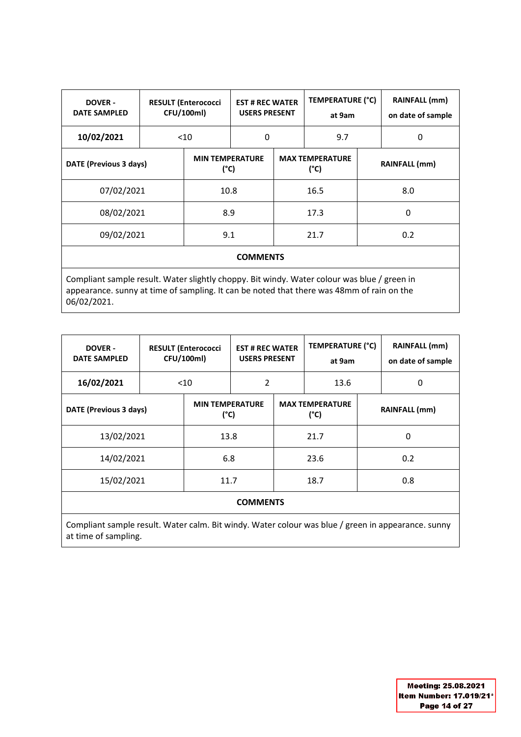| DOVER - DATE SAMPLED | RESULT (Enterococci CFU/100ml) | EST # REC WATER USERS PRESENT | TEMPERATURE (°C) at 9am | RAINFALL (mm) on date of sample |
|---|---|---|---|---|
| **10/02/2021** | <10 | 0 | 9.7 | 0 |

| DATE (Previous 3 days) | MIN TEMPERATURE (°C) | MAX TEMPERATURE (°C) | RAINFALL (mm) |
|---|---|---|---|
| 07/02/2021 | 10.8 | 16.5 | 8.0 |
| 08/02/2021 | 8.9 | 17.3 | 0 |
| 09/02/2021 | 9.1 | 21.7 | 0.2 |

**COMMENTS**

Compliant sample result. Water slightly choppy. Bit windy. Water colour was blue / green in appearance. sunny at time of sampling. It can be noted that there was 48mm of rain on the 06/02/2021.

| DOVER - DATE SAMPLED | RESULT (Enterococci CFU/100ml) | EST # REC WATER USERS PRESENT | TEMPERATURE (°C) at 9am | RAINFALL (mm) on date of sample |
|---|---|---|---|---|
| **16/02/2021** | <10 | 2 | 13.6 | 0 |

| DATE (Previous 3 days) | MIN TEMPERATURE (°C) | MAX TEMPERATURE (°C) | RAINFALL (mm) |
|---|---|---|---|
| 13/02/2021 | 13.8 | 21.7 | 0 |
| 14/02/2021 | 6.8 | 23.6 | 0.2 |
| 15/02/2021 | 11.7 | 18.7 | 0.8 |

**COMMENTS**

Compliant sample result. Water calm. Bit windy. Water colour was blue / green in appearance. sunny at time of sampling.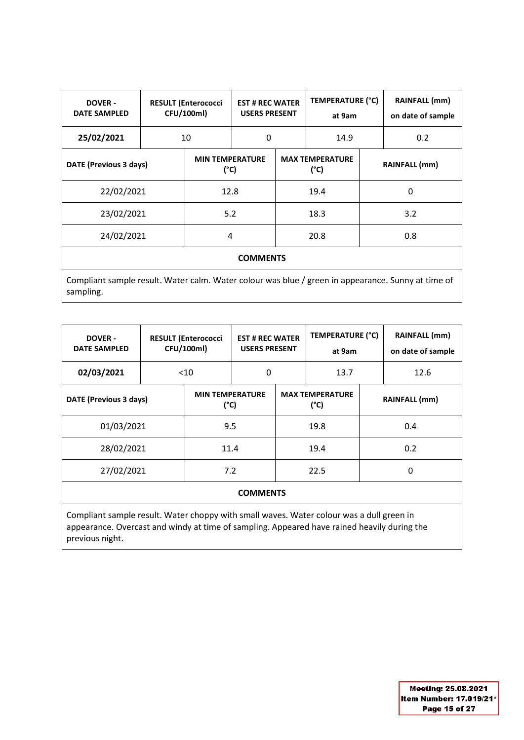| DOVER - DATE SAMPLED | RESULT (Enterococci CFU/100ml) | EST # REC WATER USERS PRESENT | TEMPERATURE (°C) at 9am | RAINFALL (mm) on date of sample |
|---|---|---|---|---|
| **25/02/2021** | 10 | 0 | 14.9 | 0.2 |

| DATE (Previous 3 days) | MIN TEMPERATURE (°C) | MAX TEMPERATURE (°C) | RAINFALL (mm) |
|---|---|---|---|
| 22/02/2021 | 12.8 | 19.4 | 0 |
| 23/02/2021 | 5.2 | 18.3 | 3.2 |
| 24/02/2021 | 4 | 20.8 | 0.8 |

**COMMENTS**

Compliant sample result. Water calm. Water colour was blue / green in appearance. Sunny at time of sampling.

| DOVER - DATE SAMPLED | RESULT (Enterococci CFU/100ml) | EST # REC WATER USERS PRESENT | TEMPERATURE (°C) at 9am | RAINFALL (mm) on date of sample |
|---|---|---|---|---|
| **02/03/2021** | <10 | 0 | 13.7 | 12.6 |

| DATE (Previous 3 days) | MIN TEMPERATURE (°C) | MAX TEMPERATURE (°C) | RAINFALL (mm) |
|---|---|---|---|
| 01/03/2021 | 9.5 | 19.8 | 0.4 |
| 28/02/2021 | 11.4 | 19.4 | 0.2 |
| 27/02/2021 | 7.2 | 22.5 | 0 |

**COMMENTS**

Compliant sample result. Water choppy with small waves. Water colour was a dull green in appearance. Overcast and windy at time of sampling. Appeared have rained heavily during the previous night.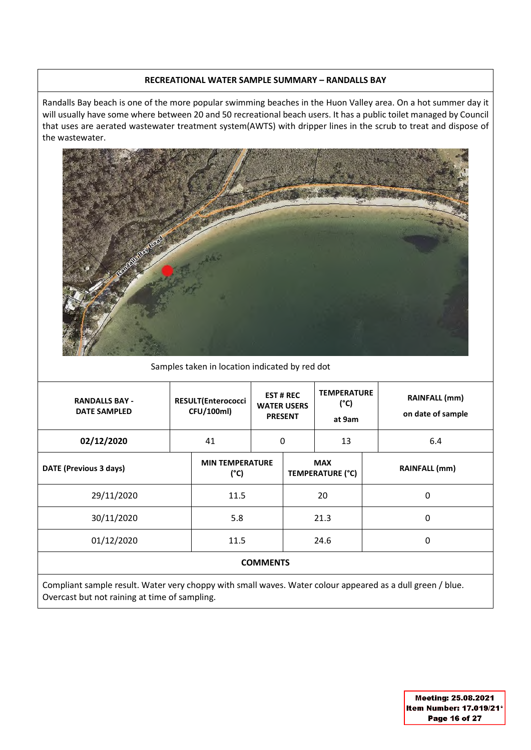## RECREATIONAL WATER SAMPLE SUMMARY – RANDALLS BAY

Randalls Bay beach is one of the more popular swimming beaches in the Huon Valley area. On a hot summer day it will usually have some where between 20 and 50 recreational beach users. It has a public toilet managed by Council that uses are aerated wastewater treatment system(AWTS) with dripper lines in the scrub to treat and dispose of the wastewater.

Samples taken in location indicated by red dot

| RANDALLS BAY - DATE SAMPLED | RESULT(Enterococci CFU/100ml) | EST # REC WATER USERS PRESENT | TEMPERATURE (°C) at 9am | RAINFALL (mm) on date of sample |
|---|---|---|---|---|
| **02/12/2020** | 41 | 0 | 13 | 6.4 |

| DATE (Previous 3 days) | MIN TEMPERATURE (°C) | MAX TEMPERATURE (°C) | RAINFALL (mm) |
|---|---|---|---|
| 29/11/2020 | 11.5 | 20 | 0 |
| 30/11/2020 | 5.8 | 21.3 | 0 |
| 01/12/2020 | 11.5 | 24.6 | 0 |

**COMMENTS**

Compliant sample result. Water very choppy with small waves. Water colour appeared as a dull green / blue. Overcast but not raining at time of sampling.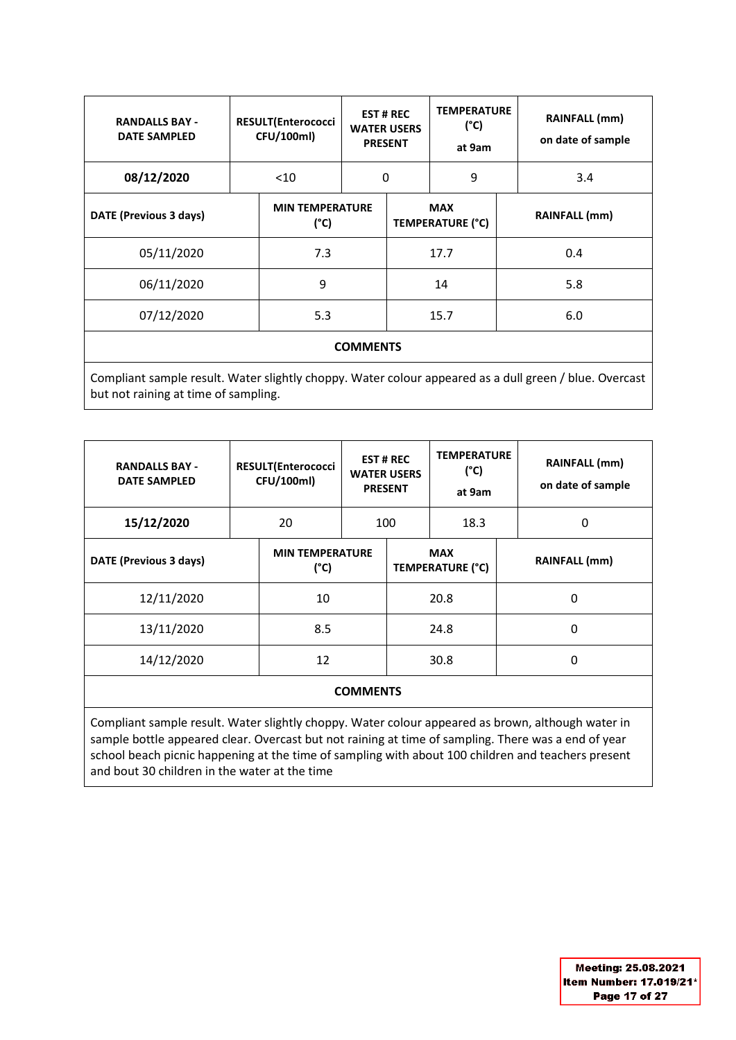| RANDALLS BAY - DATE SAMPLED | RESULT(Enterococci CFU/100ml) | EST # REC WATER USERS PRESENT | TEMPERATURE (°C) at 9am | RAINFALL (mm) on date of sample |
|---|---|---|---|---|
| **08/12/2020** | <10 | 0 | 9 | 3.4 |

| DATE (Previous 3 days) | MIN TEMPERATURE (°C) | MAX TEMPERATURE (°C) | RAINFALL (mm) |
|---|---|---|---|
| 05/11/2020 | 7.3 | 17.7 | 0.4 |
| 06/11/2020 | 9 | 14 | 5.8 |
| 07/12/2020 | 5.3 | 15.7 | 6.0 |

**COMMENTS**

Compliant sample result. Water slightly choppy. Water colour appeared as a dull green / blue. Overcast but not raining at time of sampling.

| RANDALLS BAY - DATE SAMPLED | RESULT(Enterococci CFU/100ml) | EST # REC WATER USERS PRESENT | TEMPERATURE (°C) at 9am | RAINFALL (mm) on date of sample |
|---|---|---|---|---|
| **15/12/2020** | 20 | 100 | 18.3 | 0 |

| DATE (Previous 3 days) | MIN TEMPERATURE (°C) | MAX TEMPERATURE (°C) | RAINFALL (mm) |
|---|---|---|---|
| 12/11/2020 | 10 | 20.8 | 0 |
| 13/11/2020 | 8.5 | 24.8 | 0 |
| 14/12/2020 | 12 | 30.8 | 0 |

**COMMENTS**

Compliant sample result. Water slightly choppy. Water colour appeared as brown, although water in sample bottle appeared clear. Overcast but not raining at time of sampling. There was a end of year school beach picnic happening at the time of sampling with about 100 children and teachers present and bout 30 children in the water at the time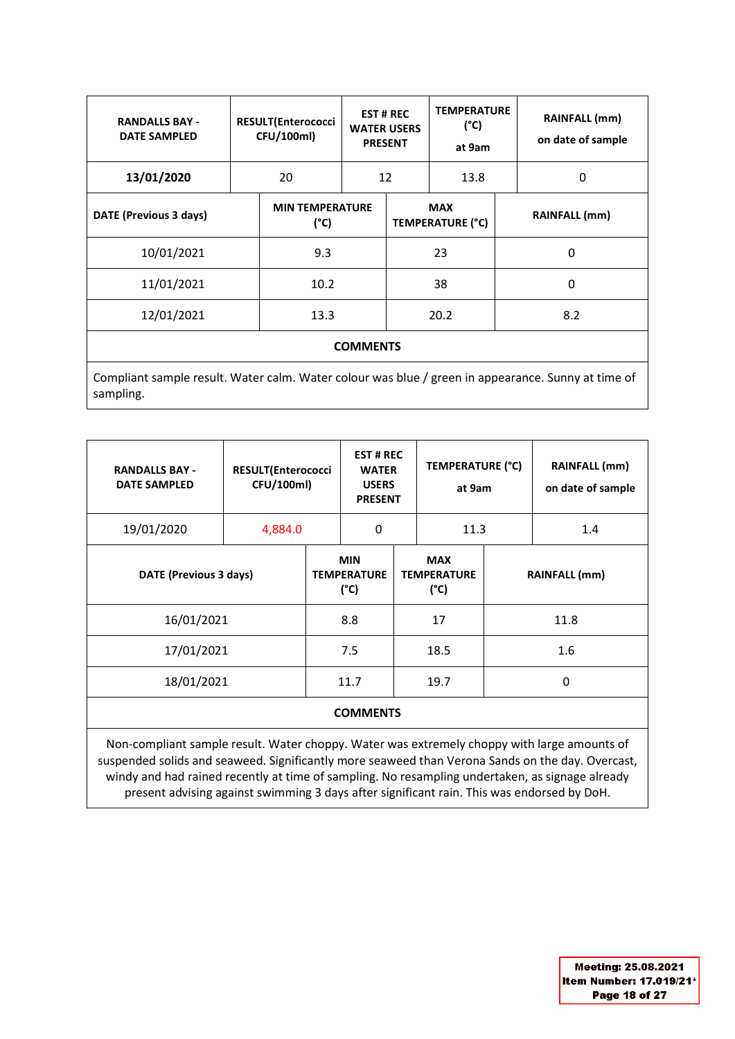| RANDALLS BAY - DATE SAMPLED | RESULT(Enterococci CFU/100ml) | EST # REC WATER USERS PRESENT | TEMPERATURE (°C) at 9am | RAINFALL (mm) on date of sample |
|---|---|---|---|---|
| **13/01/2020** | 20 | 12 | 13.8 | 0 |

| DATE (Previous 3 days) | MIN TEMPERATURE (°C) | MAX TEMPERATURE (°C) | RAINFALL (mm) |
|---|---|---|---|
| 10/01/2021 | 9.3 | 23 | 0 |
| 11/01/2021 | 10.2 | 38 | 0 |
| 12/01/2021 | 13.3 | 20.2 | 8.2 |

**COMMENTS**

Compliant sample result. Water calm. Water colour was blue / green in appearance. Sunny at time of sampling.

| RANDALLS BAY - DATE SAMPLED | RESULT(Enterococci CFU/100ml) | EST # REC WATER USERS PRESENT | TEMPERATURE (°C) at 9am | RAINFALL (mm) on date of sample |
|---|---|---|---|---|
| 19/01/2020 | 4,884.0 | 0 | 11.3 | 1.4 |

| DATE (Previous 3 days) | MIN TEMPERATURE (°C) | MAX TEMPERATURE (°C) | RAINFALL (mm) |
|---|---|---|---|
| 16/01/2021 | 8.8 | 17 | 11.8 |
| 17/01/2021 | 7.5 | 18.5 | 1.6 |
| 18/01/2021 | 11.7 | 19.7 | 0 |

**COMMENTS**

Non-compliant sample result. Water choppy. Water was extremely choppy with large amounts of suspended solids and seaweed. Significantly more seaweed than Verona Sands on the day. Overcast, windy and had rained recently at time of sampling. No resampling undertaken, as signage already present advising against swimming 3 days after significant rain. This was endorsed by DoH.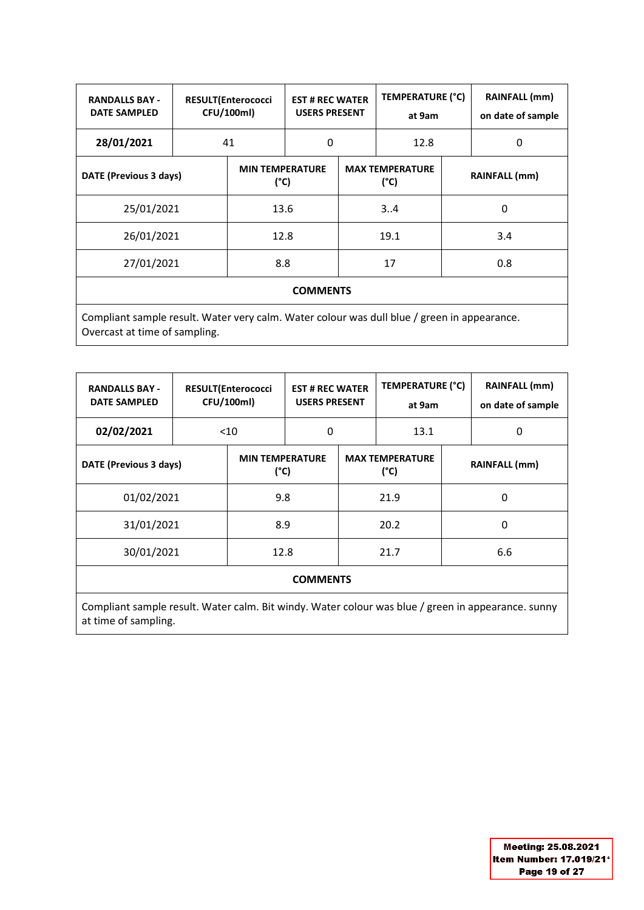| RANDALLS BAY - DATE SAMPLED | RESULT(Enterococci CFU/100ml) | EST # REC WATER USERS PRESENT | TEMPERATURE (°C) at 9am | RAINFALL (mm) on date of sample |
|---|---|---|---|---|
| **28/01/2021** | 41 | 0 | 12.8 | 0 |

| DATE (Previous 3 days) | MIN TEMPERATURE (°C) | MAX TEMPERATURE (°C) | RAINFALL (mm) |
|---|---|---|---|
| 25/01/2021 | 13.6 | 3..4 | 0 |
| 26/01/2021 | 12.8 | 19.1 | 3.4 |
| 27/01/2021 | 8.8 | 17 | 0.8 |

**COMMENTS**

Compliant sample result. Water very calm. Water colour was dull blue / green in appearance. Overcast at time of sampling.

| RANDALLS BAY - DATE SAMPLED | RESULT(Enterococci CFU/100ml) | EST # REC WATER USERS PRESENT | TEMPERATURE (°C) at 9am | RAINFALL (mm) on date of sample |
|---|---|---|---|---|
| **02/02/2021** | <10 | 0 | 13.1 | 0 |

| DATE (Previous 3 days) | MIN TEMPERATURE (°C) | MAX TEMPERATURE (°C) | RAINFALL (mm) |
|---|---|---|---|
| 01/02/2021 | 9.8 | 21.9 | 0 |
| 31/01/2021 | 8.9 | 20.2 | 0 |
| 30/01/2021 | 12.8 | 21.7 | 6.6 |

**COMMENTS**

Compliant sample result. Water calm. Bit windy. Water colour was blue / green in appearance. sunny at time of sampling.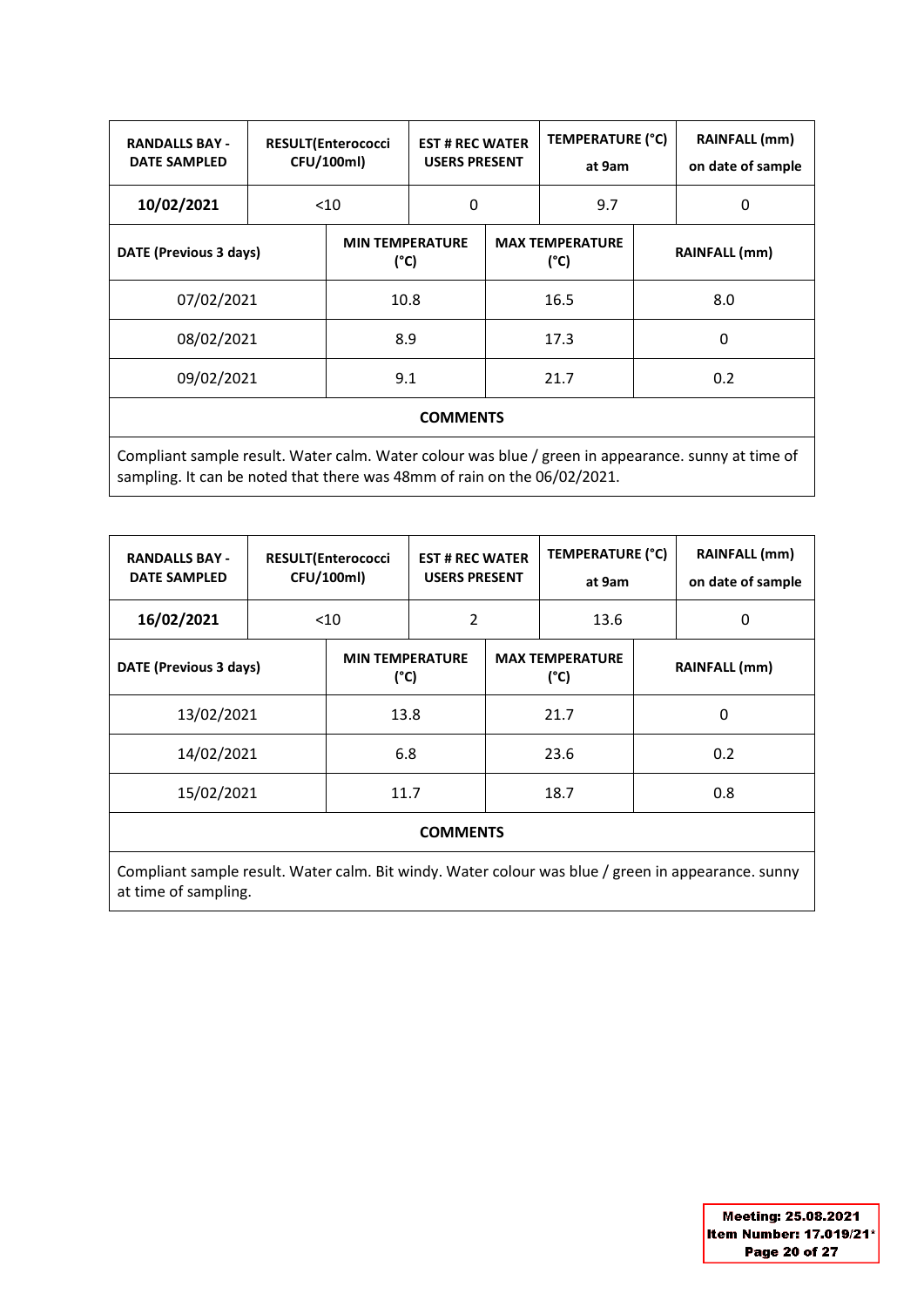| RANDALLS BAY - DATE SAMPLED | RESULT(Enterococci CFU/100ml) | EST # REC WATER USERS PRESENT | TEMPERATURE (°C) at 9am | RAINFALL (mm) on date of sample |
|---|---|---|---|---|
| **10/02/2021** | <10 | 0 | 9.7 | 0 |
| **DATE (Previous 3 days)** | **MIN TEMPERATURE (°C)** | **MAX TEMPERATURE (°C)** | **RAINFALL (mm)** | |
| 07/02/2021 | 10.8 | 16.5 | 8.0 | |
| 08/02/2021 | 8.9 | 17.3 | 0 | |
| 09/02/2021 | 9.1 | 21.7 | 0.2 | |
| **COMMENTS** | | | | |
| Compliant sample result. Water calm. Water colour was blue / green in appearance. sunny at time of sampling. It can be noted that there was 48mm of rain on the 06/02/2021. | | | | |

| RANDALLS BAY - DATE SAMPLED | RESULT(Enterococci CFU/100ml) | EST # REC WATER USERS PRESENT | TEMPERATURE (°C) at 9am | RAINFALL (mm) on date of sample |
|---|---|---|---|---|
| **16/02/2021** | <10 | 2 | 13.6 | 0 |
| **DATE (Previous 3 days)** | **MIN TEMPERATURE (°C)** | **MAX TEMPERATURE (°C)** | **RAINFALL (mm)** | |
| 13/02/2021 | 13.8 | 21.7 | 0 | |
| 14/02/2021 | 6.8 | 23.6 | 0.2 | |
| 15/02/2021 | 11.7 | 18.7 | 0.8 | |
| **COMMENTS** | | | | |
| Compliant sample result. Water calm. Bit windy. Water colour was blue / green in appearance. sunny at time of sampling. | | | | |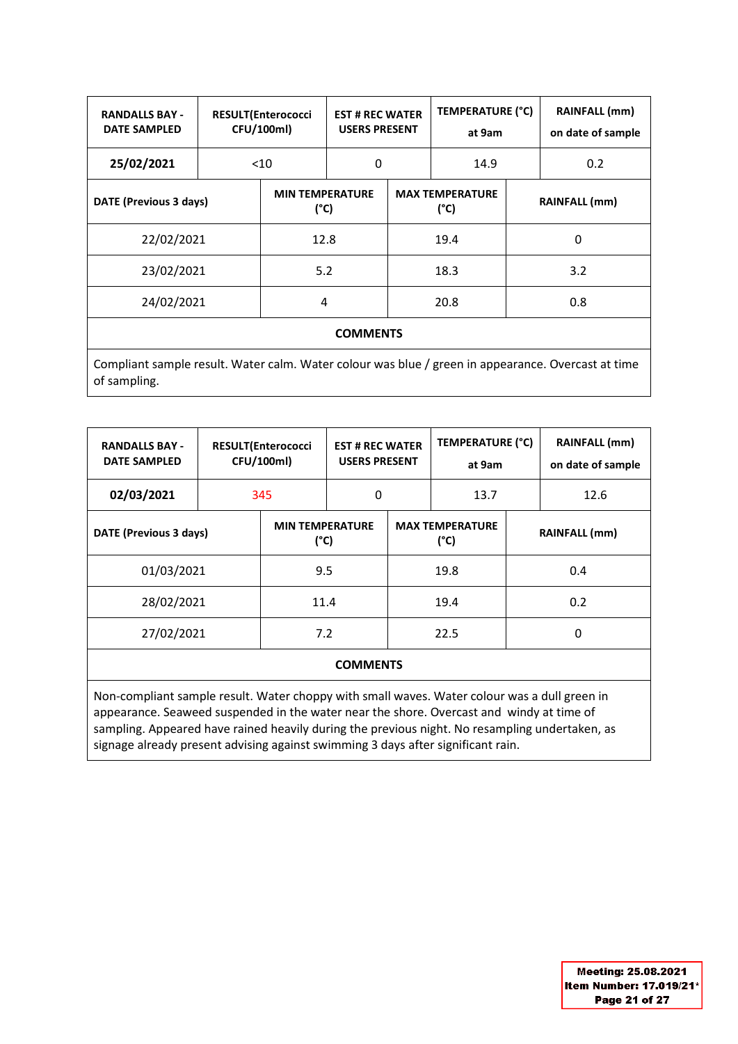| RANDALLS BAY - DATE SAMPLED | RESULT(Enterococci CFU/100ml) | EST # REC WATER USERS PRESENT | TEMPERATURE (°C) at 9am | RAINFALL (mm) on date of sample |
|---|---|---|---|---|
| **25/02/2021** | <10 | 0 | 14.9 | 0.2 |

| DATE (Previous 3 days) | MIN TEMPERATURE (°C) | MAX TEMPERATURE (°C) | RAINFALL (mm) |
|---|---|---|---|
| 22/02/2021 | 12.8 | 19.4 | 0 |
| 23/02/2021 | 5.2 | 18.3 | 3.2 |
| 24/02/2021 | 4 | 20.8 | 0.8 |

**COMMENTS**

Compliant sample result. Water calm. Water colour was blue / green in appearance. Overcast at time of sampling.

| RANDALLS BAY - DATE SAMPLED | RESULT(Enterococci CFU/100ml) | EST # REC WATER USERS PRESENT | TEMPERATURE (°C) at 9am | RAINFALL (mm) on date of sample |
|---|---|---|---|---|
| **02/03/2021** | 345 | 0 | 13.7 | 12.6 |

| DATE (Previous 3 days) | MIN TEMPERATURE (°C) | MAX TEMPERATURE (°C) | RAINFALL (mm) |
|---|---|---|---|
| 01/03/2021 | 9.5 | 19.8 | 0.4 |
| 28/02/2021 | 11.4 | 19.4 | 0.2 |
| 27/02/2021 | 7.2 | 22.5 | 0 |

**COMMENTS**

Non-compliant sample result. Water choppy with small waves. Water colour was a dull green in appearance. Seaweed suspended in the water near the shore. Overcast and windy at time of sampling. Appeared have rained heavily during the previous night. No resampling undertaken, as signage already present advising against swimming 3 days after significant rain.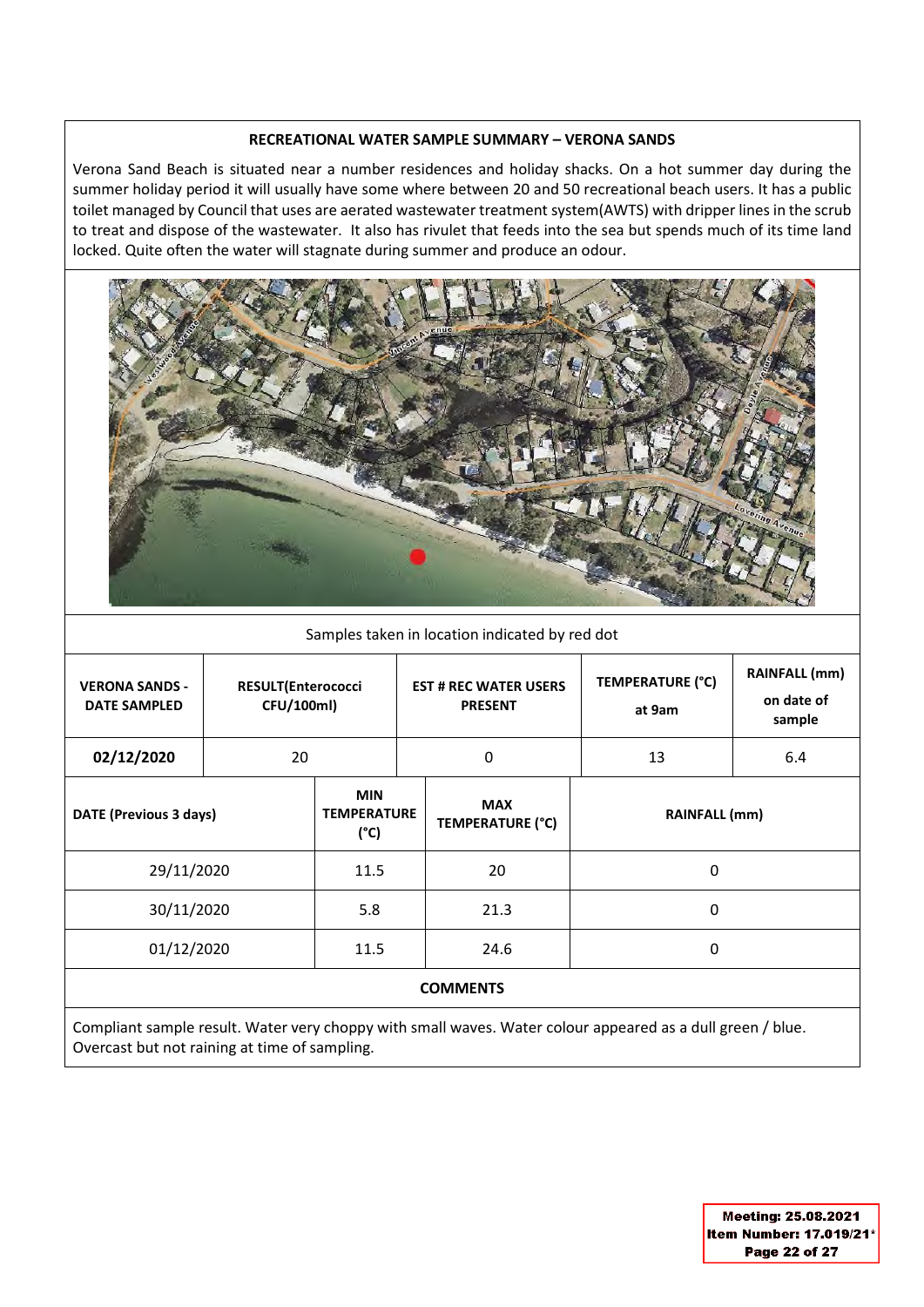**RECREATIONAL WATER SAMPLE SUMMARY – VERONA SANDS**

Verona Sand Beach is situated near a number residences and holiday shacks. On a hot summer day during the summer holiday period it will usually have some where between 20 and 50 recreational beach users. It has a public toilet managed by Council that uses are aerated wastewater treatment system(AWTS) with dripper lines in the scrub to treat and dispose of the wastewater. It also has rivulet that feeds into the sea but spends much of its time land locked. Quite often the water will stagnate during summer and produce an odour.

Samples taken in location indicated by red dot

| VERONA SANDS - DATE SAMPLED | RESULT(Enterococci CFU/100ml) | EST # REC WATER USERS PRESENT | TEMPERATURE (°C) at 9am | RAINFALL (mm) on date of sample |
|---|---|---|---|---|
| **02/12/2020** | 20 | 0 | 13 | 6.4 |

| DATE (Previous 3 days) | MIN TEMPERATURE (°C) | MAX TEMPERATURE (°C) | RAINFALL (mm) |
|---|---|---|---|
| 29/11/2020 | 11.5 | 20 | 0 |
| 30/11/2020 | 5.8 | 21.3 | 0 |
| 01/12/2020 | 11.5 | 24.6 | 0 |

**COMMENTS**

Compliant sample result. Water very choppy with small waves. Water colour appeared as a dull green / blue. Overcast but not raining at time of sampling.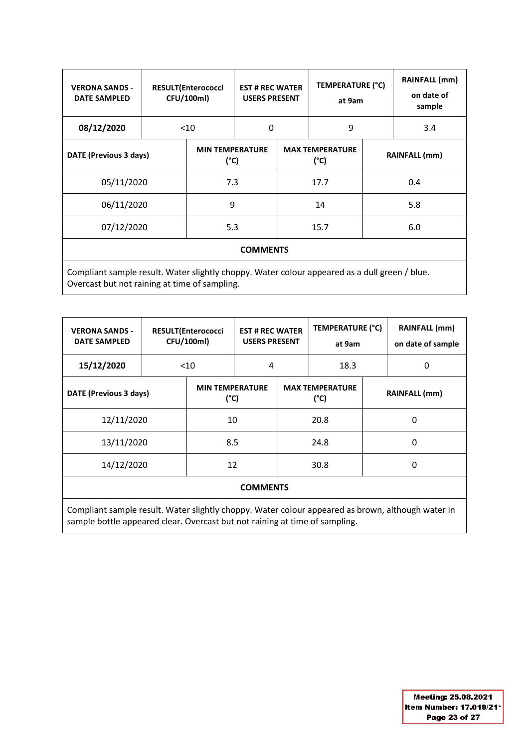| VERONA SANDS - DATE SAMPLED | RESULT(Enterococci CFU/100ml) | EST # REC WATER USERS PRESENT | TEMPERATURE (°C) at 9am | RAINFALL (mm) on date of sample |
|---|---|---|---|---|
| **08/12/2020** | <10 | 0 | 9 | 3.4 |
| **DATE (Previous 3 days)** | **MIN TEMPERATURE (°C)** | **MAX TEMPERATURE (°C)** | **RAINFALL (mm)** | |
| 05/11/2020 | 7.3 | 17.7 | 0.4 | |
| 06/11/2020 | 9 | 14 | 5.8 | |
| 07/12/2020 | 5.3 | 15.7 | 6.0 | |
| **COMMENTS** | | | | |
| Compliant sample result. Water slightly choppy. Water colour appeared as a dull green / blue. Overcast but not raining at time of sampling. | | | | |

| VERONA SANDS - DATE SAMPLED | RESULT(Enterococci CFU/100ml) | EST # REC WATER USERS PRESENT | TEMPERATURE (°C) at 9am | RAINFALL (mm) on date of sample |
|---|---|---|---|---|
| **15/12/2020** | <10 | 4 | 18.3 | 0 |
| **DATE (Previous 3 days)** | **MIN TEMPERATURE (°C)** | **MAX TEMPERATURE (°C)** | **RAINFALL (mm)** | |
| 12/11/2020 | 10 | 20.8 | 0 | |
| 13/11/2020 | 8.5 | 24.8 | 0 | |
| 14/12/2020 | 12 | 30.8 | 0 | |
| **COMMENTS** | | | | |
| Compliant sample result. Water slightly choppy. Water colour appeared as brown, although water in sample bottle appeared clear. Overcast but not raining at time of sampling. | | | | |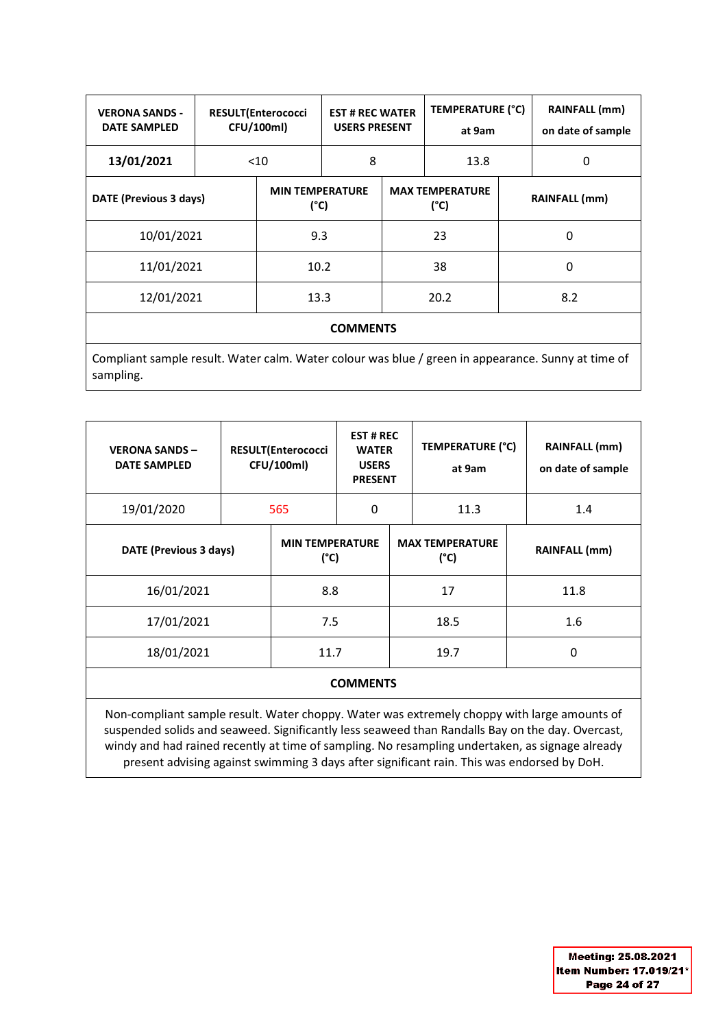| VERONA SANDS - DATE SAMPLED | RESULT(Enterococci CFU/100ml) | EST # REC WATER USERS PRESENT | TEMPERATURE (°C) at 9am | RAINFALL (mm) on date of sample |
|---|---|---|---|---|
| **13/01/2021** | <10 | 8 | 13.8 | 0 |

| DATE (Previous 3 days) | MIN TEMPERATURE (°C) | MAX TEMPERATURE (°C) | RAINFALL (mm) |
|---|---|---|---|
| 10/01/2021 | 9.3 | 23 | 0 |
| 11/01/2021 | 10.2 | 38 | 0 |
| 12/01/2021 | 13.3 | 20.2 | 8.2 |

**COMMENTS**

Compliant sample result. Water calm. Water colour was blue / green in appearance. Sunny at time of sampling.

| VERONA SANDS – DATE SAMPLED | RESULT(Enterococci CFU/100ml) | EST # REC WATER USERS PRESENT | TEMPERATURE (°C) at 9am | RAINFALL (mm) on date of sample |
|---|---|---|---|---|
| 19/01/2020 | 565 | 0 | 11.3 | 1.4 |

| DATE (Previous 3 days) | MIN TEMPERATURE (°C) | MAX TEMPERATURE (°C) | RAINFALL (mm) |
|---|---|---|---|
| 16/01/2021 | 8.8 | 17 | 11.8 |
| 17/01/2021 | 7.5 | 18.5 | 1.6 |
| 18/01/2021 | 11.7 | 19.7 | 0 |

**COMMENTS**

Non-compliant sample result. Water choppy. Water was extremely choppy with large amounts of suspended solids and seaweed. Significantly less seaweed than Randalls Bay on the day. Overcast, windy and had rained recently at time of sampling. No resampling undertaken, as signage already present advising against swimming 3 days after significant rain. This was endorsed by DoH.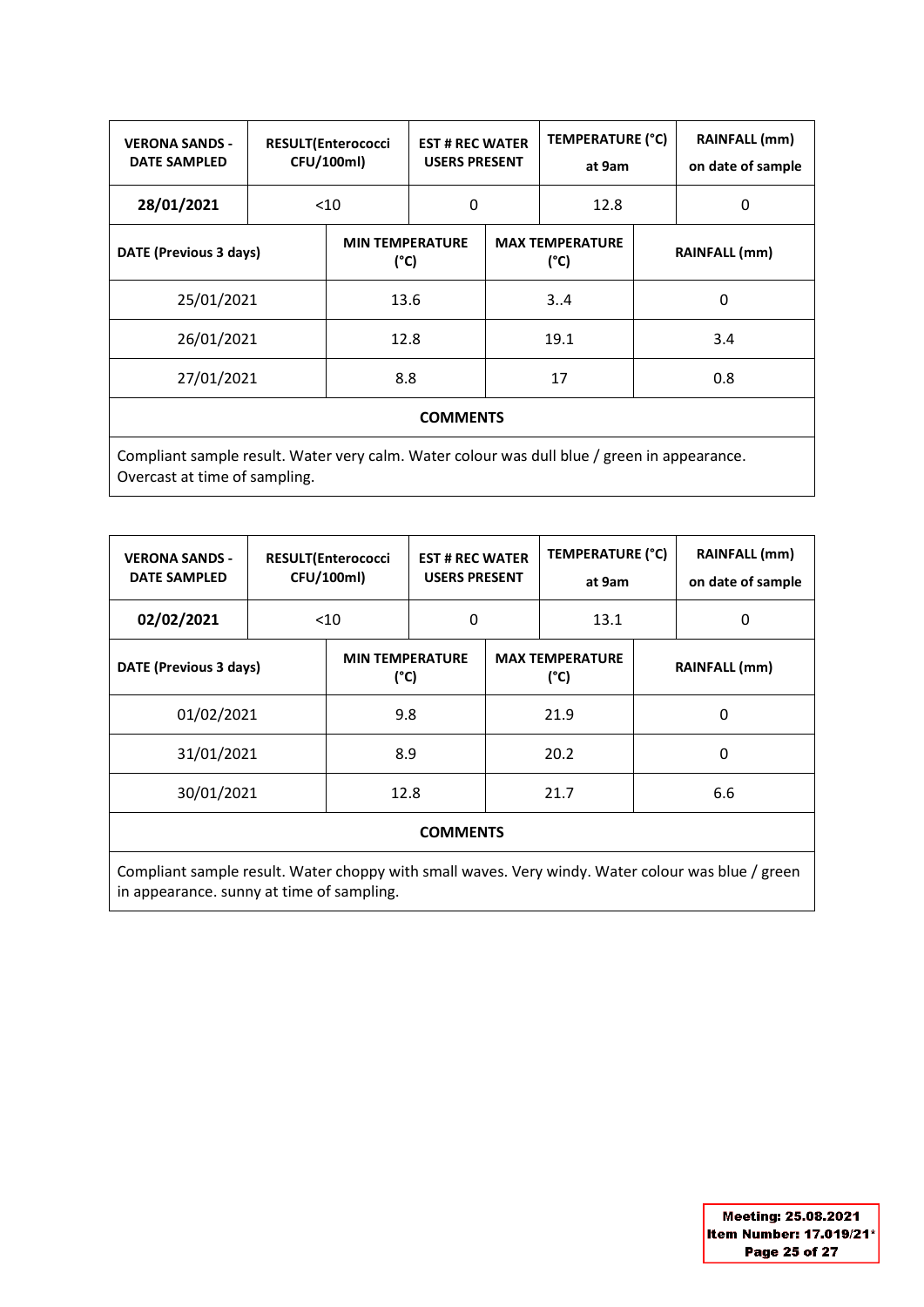| VERONA SANDS - DATE SAMPLED | RESULT(Enterococci CFU/100ml) | EST # REC WATER USERS PRESENT | TEMPERATURE (°C) at 9am | RAINFALL (mm) on date of sample |
|---|---|---|---|---|
| **28/01/2021** | <10 | 0 | 12.8 | 0 |

| DATE (Previous 3 days) | MIN TEMPERATURE (°C) | MAX TEMPERATURE (°C) | RAINFALL (mm) |
|---|---|---|---|
| 25/01/2021 | 13.6 | 3..4 | 0 |
| 26/01/2021 | 12.8 | 19.1 | 3.4 |
| 27/01/2021 | 8.8 | 17 | 0.8 |

**COMMENTS**

Compliant sample result. Water very calm. Water colour was dull blue / green in appearance. Overcast at time of sampling.

| VERONA SANDS - DATE SAMPLED | RESULT(Enterococci CFU/100ml) | EST # REC WATER USERS PRESENT | TEMPERATURE (°C) at 9am | RAINFALL (mm) on date of sample |
|---|---|---|---|---|
| **02/02/2021** | <10 | 0 | 13.1 | 0 |

| DATE (Previous 3 days) | MIN TEMPERATURE (°C) | MAX TEMPERATURE (°C) | RAINFALL (mm) |
|---|---|---|---|
| 01/02/2021 | 9.8 | 21.9 | 0 |
| 31/01/2021 | 8.9 | 20.2 | 0 |
| 30/01/2021 | 12.8 | 21.7 | 6.6 |

**COMMENTS**

Compliant sample result. Water choppy with small waves. Very windy. Water colour was blue / green in appearance. sunny at time of sampling.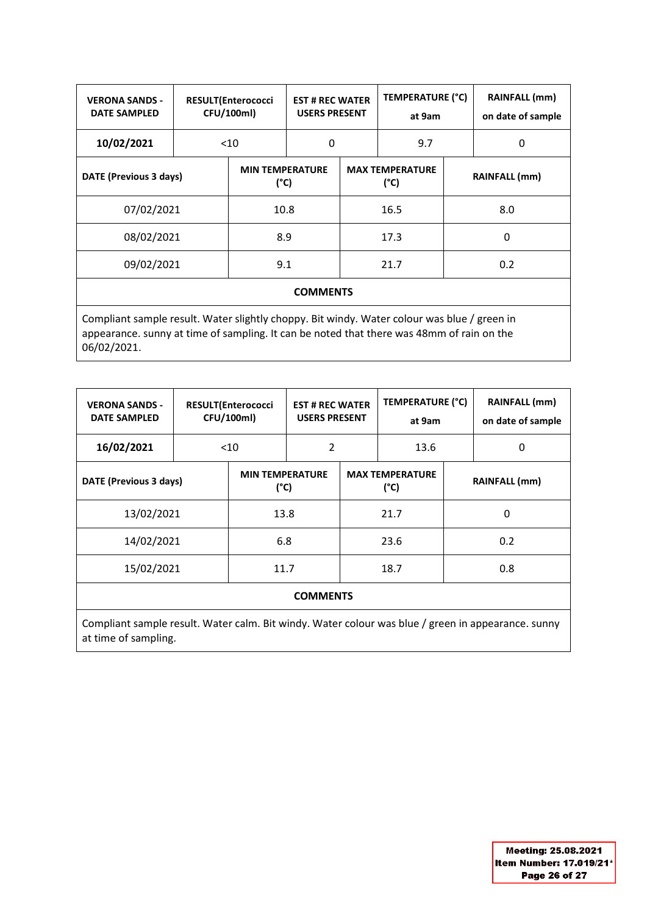| VERONA SANDS - DATE SAMPLED | RESULT(Enterococci CFU/100ml) | EST # REC WATER USERS PRESENT | TEMPERATURE (°C) at 9am | RAINFALL (mm) on date of sample |
|---|---|---|---|---|
| **10/02/2021** | <10 | 0 | 9.7 | 0 |

| DATE (Previous 3 days) | MIN TEMPERATURE (°C) | MAX TEMPERATURE (°C) | RAINFALL (mm) |
|---|---|---|---|
| 07/02/2021 | 10.8 | 16.5 | 8.0 |
| 08/02/2021 | 8.9 | 17.3 | 0 |
| 09/02/2021 | 9.1 | 21.7 | 0.2 |

**COMMENTS**

Compliant sample result. Water slightly choppy. Bit windy. Water colour was blue / green in appearance. sunny at time of sampling. It can be noted that there was 48mm of rain on the 06/02/2021.

| VERONA SANDS - DATE SAMPLED | RESULT(Enterococci CFU/100ml) | EST # REC WATER USERS PRESENT | TEMPERATURE (°C) at 9am | RAINFALL (mm) on date of sample |
|---|---|---|---|---|
| **16/02/2021** | <10 | 2 | 13.6 | 0 |

| DATE (Previous 3 days) | MIN TEMPERATURE (°C) | MAX TEMPERATURE (°C) | RAINFALL (mm) |
|---|---|---|---|
| 13/02/2021 | 13.8 | 21.7 | 0 |
| 14/02/2021 | 6.8 | 23.6 | 0.2 |
| 15/02/2021 | 11.7 | 18.7 | 0.8 |

**COMMENTS**

Compliant sample result. Water calm. Bit windy. Water colour was blue / green in appearance. sunny at time of sampling.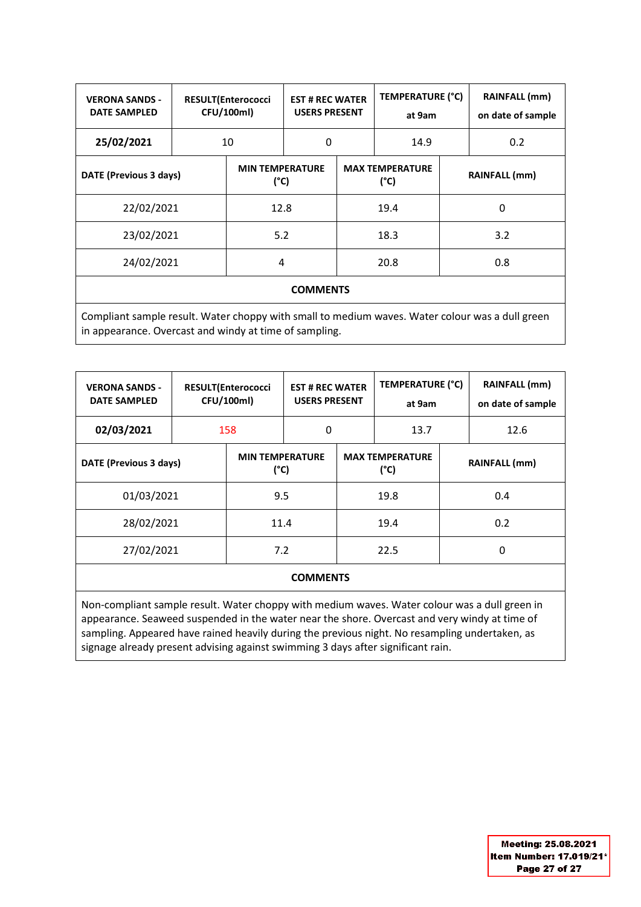| VERONA SANDS - DATE SAMPLED | RESULT(Enterococci CFU/100ml) | EST # REC WATER USERS PRESENT | TEMPERATURE (°C) at 9am | RAINFALL (mm) on date of sample |
|---|---|---|---|---|
| **25/02/2021** | 10 | 0 | 14.9 | 0.2 |
| **DATE (Previous 3 days)** | **MIN TEMPERATURE (°C)** | **MAX TEMPERATURE (°C)** | **RAINFALL (mm)** | |
| 22/02/2021 | 12.8 | 19.4 | 0 | |
| 23/02/2021 | 5.2 | 18.3 | 3.2 | |
| 24/02/2021 | 4 | 20.8 | 0.8 | |
| **COMMENTS** | | | | |
| Compliant sample result. Water choppy with small to medium waves. Water colour was a dull green in appearance. Overcast and windy at time of sampling. | | | | |

| VERONA SANDS - DATE SAMPLED | RESULT(Enterococci CFU/100ml) | EST # REC WATER USERS PRESENT | TEMPERATURE (°C) at 9am | RAINFALL (mm) on date of sample |
|---|---|---|---|---|
| **02/03/2021** | 158 | 0 | 13.7 | 12.6 |
| **DATE (Previous 3 days)** | **MIN TEMPERATURE (°C)** | **MAX TEMPERATURE (°C)** | **RAINFALL (mm)** | |
| 01/03/2021 | 9.5 | 19.8 | 0.4 | |
| 28/02/2021 | 11.4 | 19.4 | 0.2 | |
| 27/02/2021 | 7.2 | 22.5 | 0 | |
| **COMMENTS** | | | | |
| Non-compliant sample result. Water choppy with medium waves. Water colour was a dull green in appearance. Seaweed suspended in the water near the shore. Overcast and very windy at time of sampling. Appeared have rained heavily during the previous night. No resampling undertaken, as signage already present advising against swimming 3 days after significant rain. | | | | |